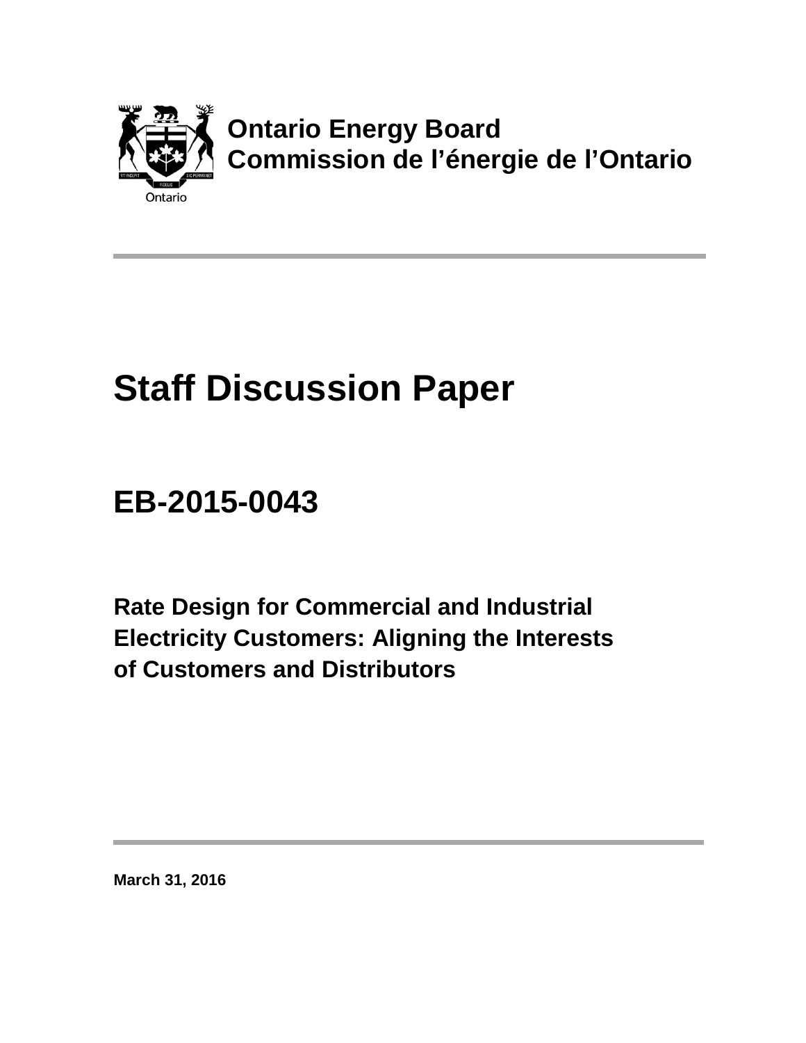Ontario

**Ontario Energy Board**
**Commission de l'énergie de l'Ontario**

# Staff Discussion Paper

## EB-2015-0043

### Rate Design for Commercial and Industrial Electricity Customers: Aligning the Interests of Customers and Distributors

**March 31, 2016**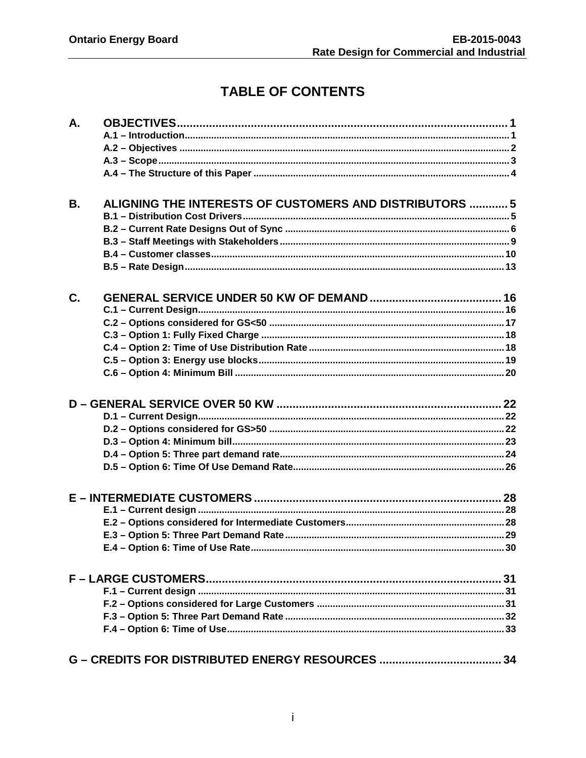# TABLE OF CONTENTS

**A. OBJECTIVES** ..... 1
- A.1 – Introduction ..... 1
- A.2 – Objectives ..... 2
- A.3 – Scope ..... 3
- A.4 – The Structure of this Paper ..... 4

**B. ALIGNING THE INTERESTS OF CUSTOMERS AND DISTRIBUTORS** ..... 5
- B.1 – Distribution Cost Drivers ..... 5
- B.2 – Current Rate Designs Out of Sync ..... 6
- B.3 – Staff Meetings with Stakeholders ..... 9
- B.4 – Customer classes ..... 10
- B.5 – Rate Design ..... 13

**C. GENERAL SERVICE UNDER 50 KW OF DEMAND** ..... 16
- C.1 – Current Design ..... 16
- C.2 – Options considered for GS<50 ..... 17
- C.3 – Option 1: Fully Fixed Charge ..... 18
- C.4 – Option 2: Time of Use Distribution Rate ..... 18
- C.5 – Option 3: Energy use blocks ..... 19
- C.6 – Option 4: Minimum Bill ..... 20

**D – GENERAL SERVICE OVER 50 KW** ..... 22
- D.1 – Current Design ..... 22
- D.2 – Options considered for GS>50 ..... 22
- D.3 – Option 4: Minimum bill ..... 23
- D.4 – Option 5: Three part demand rate ..... 24
- D.5 – Option 6: Time Of Use Demand Rate ..... 26

**E – INTERMEDIATE CUSTOMERS** ..... 28
- E.1 – Current design ..... 28
- E.2 – Options considered for Intermediate Customers ..... 28
- E.3 – Option 5: Three Part Demand Rate ..... 29
- E.4 – Option 6: Time of Use Rate ..... 30

**F – LARGE CUSTOMERS** ..... 31
- F.1 – Current design ..... 31
- F.2 – Options considered for Large Customers ..... 31
- F.3 – Option 5: Three Part Demand Rate ..... 32
- F.4 – Option 6: Time of Use ..... 33

**G – CREDITS FOR DISTRIBUTED ENERGY RESOURCES** ..... 34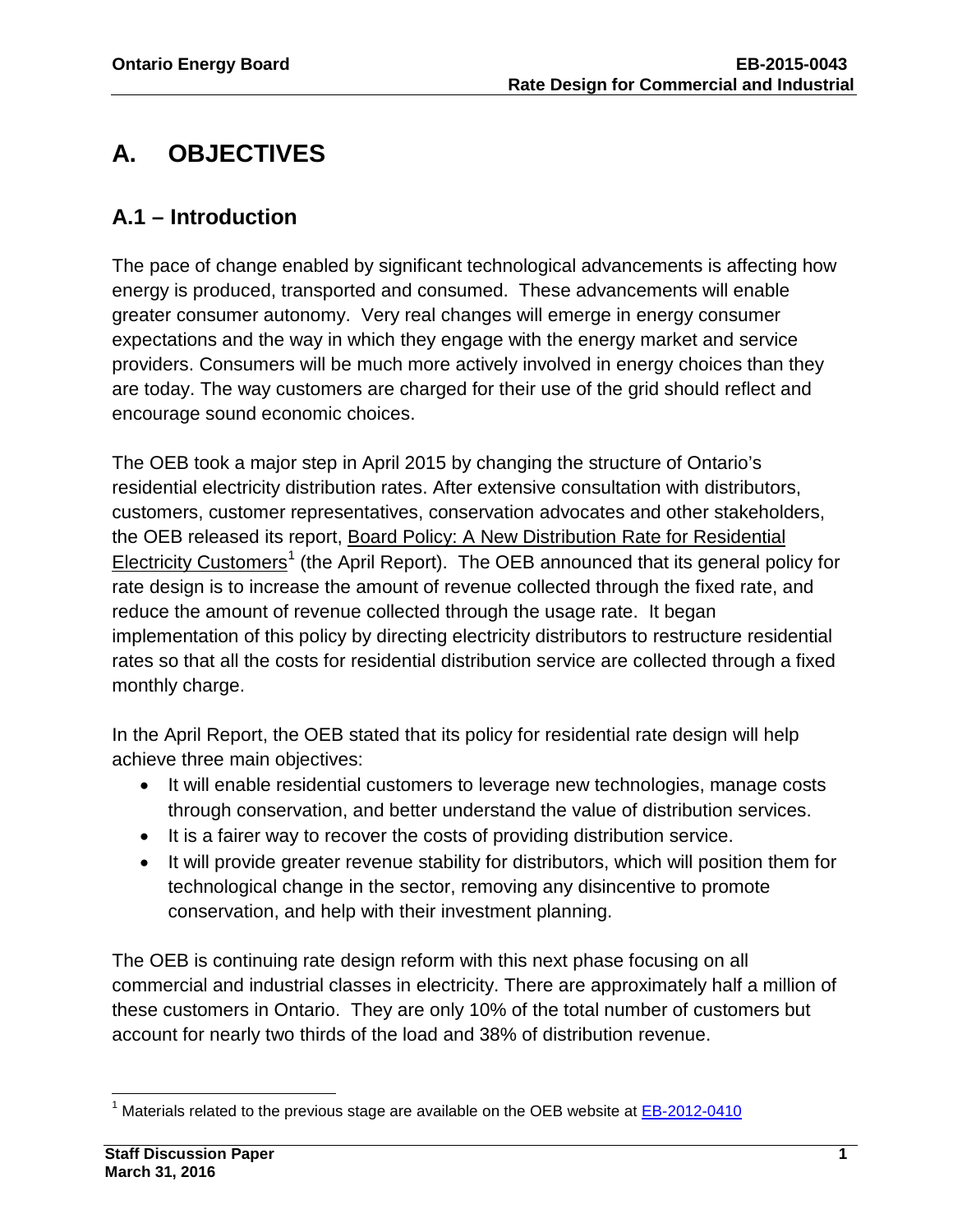# A. OBJECTIVES

## A.1 – Introduction

The pace of change enabled by significant technological advancements is affecting how energy is produced, transported and consumed. These advancements will enable greater consumer autonomy. Very real changes will emerge in energy consumer expectations and the way in which they engage with the energy market and service providers. Consumers will be much more actively involved in energy choices than they are today. The way customers are charged for their use of the grid should reflect and encourage sound economic choices.

The OEB took a major step in April 2015 by changing the structure of Ontario's residential electricity distribution rates. After extensive consultation with distributors, customers, customer representatives, conservation advocates and other stakeholders, the OEB released its report, Board Policy: A New Distribution Rate for Residential Electricity Customers[1] (the April Report). The OEB announced that its general policy for rate design is to increase the amount of revenue collected through the fixed rate, and reduce the amount of revenue collected through the usage rate. It began implementation of this policy by directing electricity distributors to restructure residential rates so that all the costs for residential distribution service are collected through a fixed monthly charge.

In the April Report, the OEB stated that its policy for residential rate design will help achieve three main objectives:

- It will enable residential customers to leverage new technologies, manage costs through conservation, and better understand the value of distribution services.
- It is a fairer way to recover the costs of providing distribution service.
- It will provide greater revenue stability for distributors, which will position them for technological change in the sector, removing any disincentive to promote conservation, and help with their investment planning.

The OEB is continuing rate design reform with this next phase focusing on all commercial and industrial classes in electricity. There are approximately half a million of these customers in Ontario. They are only 10% of the total number of customers but account for nearly two thirds of the load and 38% of distribution revenue.

[1] Materials related to the previous stage are available on the OEB website at EB-2012-0410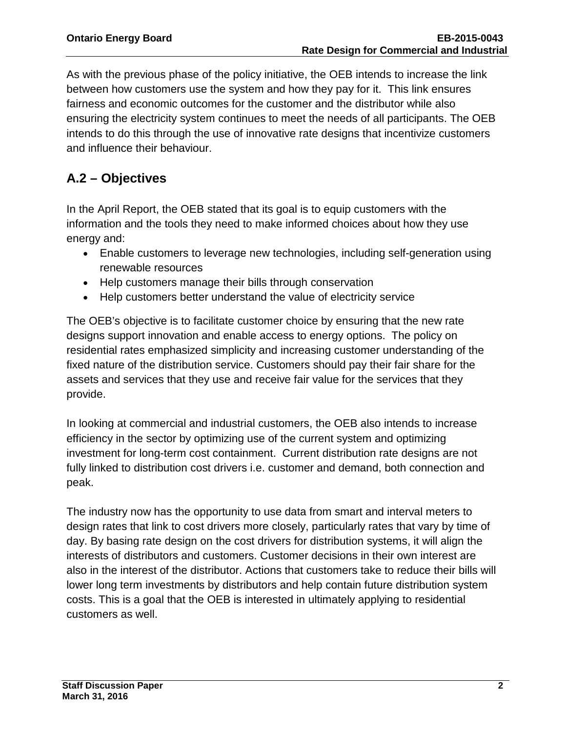As with the previous phase of the policy initiative, the OEB intends to increase the link between how customers use the system and how they pay for it. This link ensures fairness and economic outcomes for the customer and the distributor while also ensuring the electricity system continues to meet the needs of all participants. The OEB intends to do this through the use of innovative rate designs that incentivize customers and influence their behaviour.

## A.2 – Objectives

In the April Report, the OEB stated that its goal is to equip customers with the information and the tools they need to make informed choices about how they use energy and:

- Enable customers to leverage new technologies, including self-generation using renewable resources
- Help customers manage their bills through conservation
- Help customers better understand the value of electricity service

The OEB's objective is to facilitate customer choice by ensuring that the new rate designs support innovation and enable access to energy options. The policy on residential rates emphasized simplicity and increasing customer understanding of the fixed nature of the distribution service. Customers should pay their fair share for the assets and services that they use and receive fair value for the services that they provide.

In looking at commercial and industrial customers, the OEB also intends to increase efficiency in the sector by optimizing use of the current system and optimizing investment for long-term cost containment. Current distribution rate designs are not fully linked to distribution cost drivers i.e. customer and demand, both connection and peak.

The industry now has the opportunity to use data from smart and interval meters to design rates that link to cost drivers more closely, particularly rates that vary by time of day. By basing rate design on the cost drivers for distribution systems, it will align the interests of distributors and customers. Customer decisions in their own interest are also in the interest of the distributor. Actions that customers take to reduce their bills will lower long term investments by distributors and help contain future distribution system costs. This is a goal that the OEB is interested in ultimately applying to residential customers as well.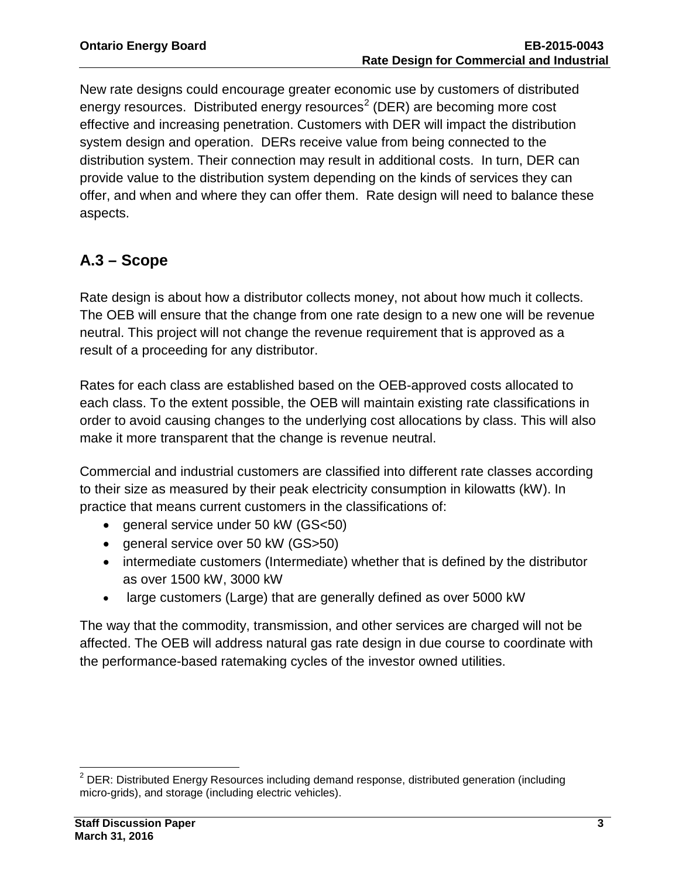New rate designs could encourage greater economic use by customers of distributed energy resources. Distributed energy resources[2] (DER) are becoming more cost effective and increasing penetration. Customers with DER will impact the distribution system design and operation. DERs receive value from being connected to the distribution system. Their connection may result in additional costs. In turn, DER can provide value to the distribution system depending on the kinds of services they can offer, and when and where they can offer them. Rate design will need to balance these aspects.

## A.3 – Scope

Rate design is about how a distributor collects money, not about how much it collects. The OEB will ensure that the change from one rate design to a new one will be revenue neutral. This project will not change the revenue requirement that is approved as a result of a proceeding for any distributor.

Rates for each class are established based on the OEB-approved costs allocated to each class. To the extent possible, the OEB will maintain existing rate classifications in order to avoid causing changes to the underlying cost allocations by class. This will also make it more transparent that the change is revenue neutral.

Commercial and industrial customers are classified into different rate classes according to their size as measured by their peak electricity consumption in kilowatts (kW). In practice that means current customers in the classifications of:

- general service under 50 kW (GS<50)
- general service over 50 kW (GS>50)
- intermediate customers (Intermediate) whether that is defined by the distributor as over 1500 kW, 3000 kW
- large customers (Large) that are generally defined as over 5000 kW

The way that the commodity, transmission, and other services are charged will not be affected. The OEB will address natural gas rate design in due course to coordinate with the performance-based ratemaking cycles of the investor owned utilities.

[2] DER: Distributed Energy Resources including demand response, distributed generation (including micro-grids), and storage (including electric vehicles).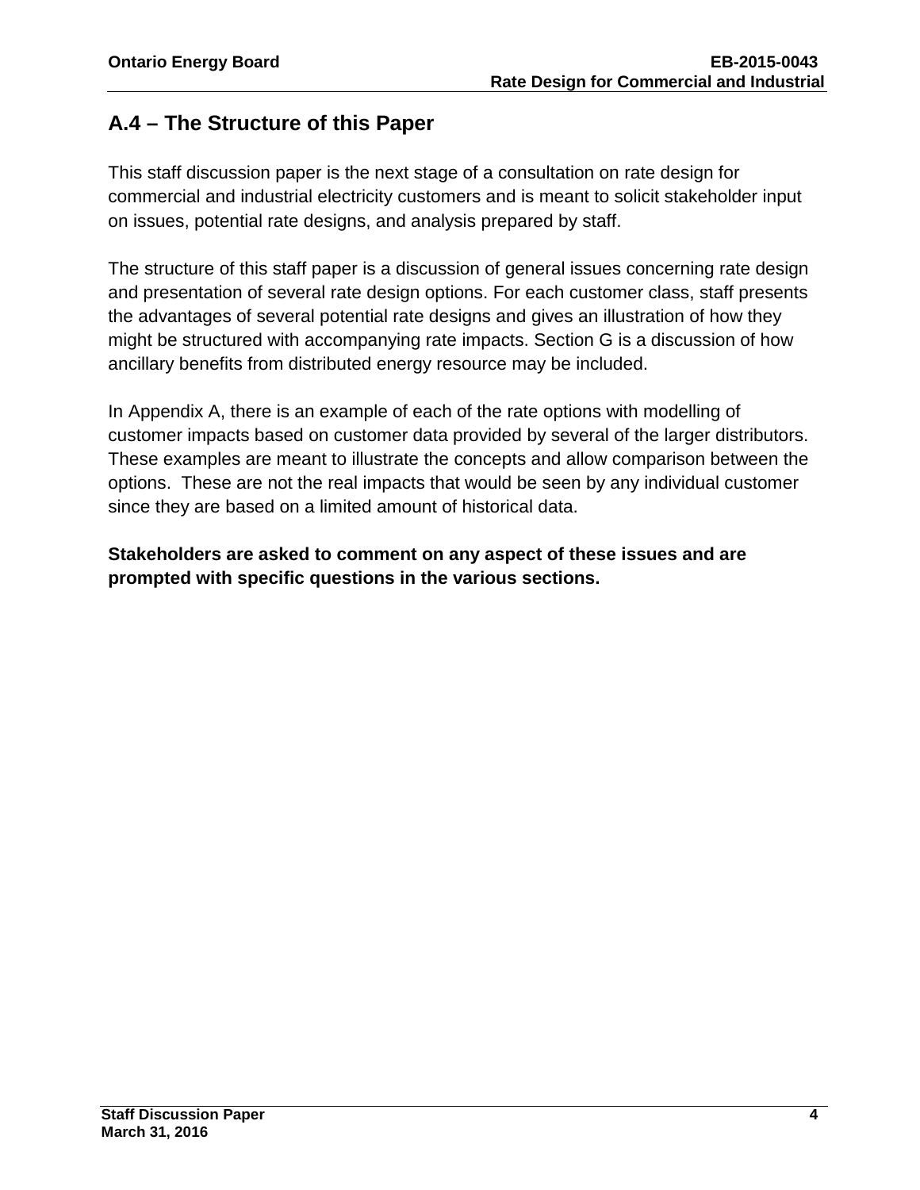## A.4 – The Structure of this Paper

This staff discussion paper is the next stage of a consultation on rate design for commercial and industrial electricity customers and is meant to solicit stakeholder input on issues, potential rate designs, and analysis prepared by staff.

The structure of this staff paper is a discussion of general issues concerning rate design and presentation of several rate design options. For each customer class, staff presents the advantages of several potential rate designs and gives an illustration of how they might be structured with accompanying rate impacts. Section G is a discussion of how ancillary benefits from distributed energy resource may be included.

In Appendix A, there is an example of each of the rate options with modelling of customer impacts based on customer data provided by several of the larger distributors. These examples are meant to illustrate the concepts and allow comparison between the options. These are not the real impacts that would be seen by any individual customer since they are based on a limited amount of historical data.

**Stakeholders are asked to comment on any aspect of these issues and are prompted with specific questions in the various sections.**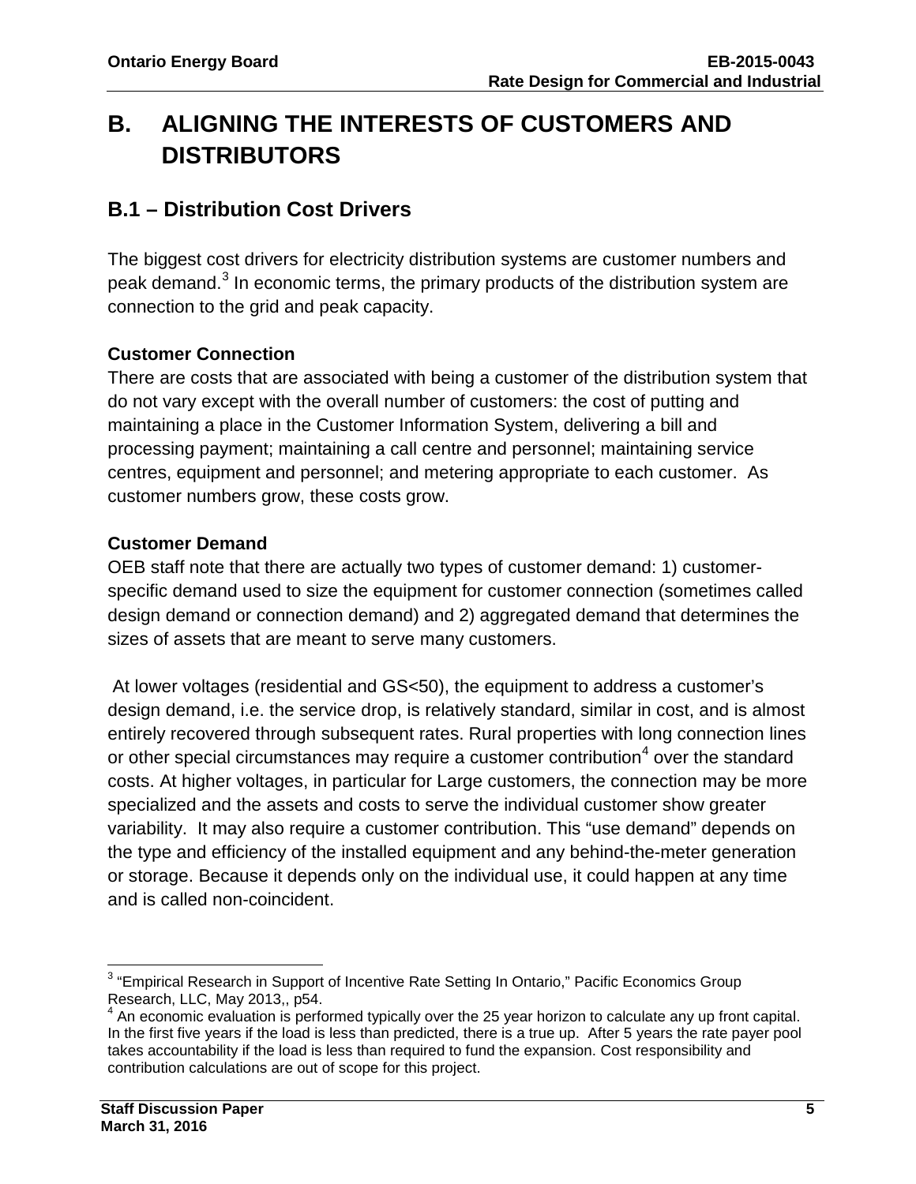# B. ALIGNING THE INTERESTS OF CUSTOMERS AND DISTRIBUTORS

## B.1 – Distribution Cost Drivers

The biggest cost drivers for electricity distribution systems are customer numbers and peak demand.[3] In economic terms, the primary products of the distribution system are connection to the grid and peak capacity.

**Customer Connection**

There are costs that are associated with being a customer of the distribution system that do not vary except with the overall number of customers: the cost of putting and maintaining a place in the Customer Information System, delivering a bill and processing payment; maintaining a call centre and personnel; maintaining service centres, equipment and personnel; and metering appropriate to each customer. As customer numbers grow, these costs grow.

**Customer Demand**

OEB staff note that there are actually two types of customer demand: 1) customer-specific demand used to size the equipment for customer connection (sometimes called design demand or connection demand) and 2) aggregated demand that determines the sizes of assets that are meant to serve many customers.

At lower voltages (residential and GS<50), the equipment to address a customer's design demand, i.e. the service drop, is relatively standard, similar in cost, and is almost entirely recovered through subsequent rates. Rural properties with long connection lines or other special circumstances may require a customer contribution[4] over the standard costs. At higher voltages, in particular for Large customers, the connection may be more specialized and the assets and costs to serve the individual customer show greater variability. It may also require a customer contribution. This "use demand" depends on the type and efficiency of the installed equipment and any behind-the-meter generation or storage. Because it depends only on the individual use, it could happen at any time and is called non-coincident.

---

[3] "Empirical Research in Support of Incentive Rate Setting In Ontario," Pacific Economics Group Research, LLC, May 2013,, p54.

[4] An economic evaluation is performed typically over the 25 year horizon to calculate any up front capital. In the first five years if the load is less than predicted, there is a true up. After 5 years the rate payer pool takes accountability if the load is less than required to fund the expansion. Cost responsibility and contribution calculations are out of scope for this project.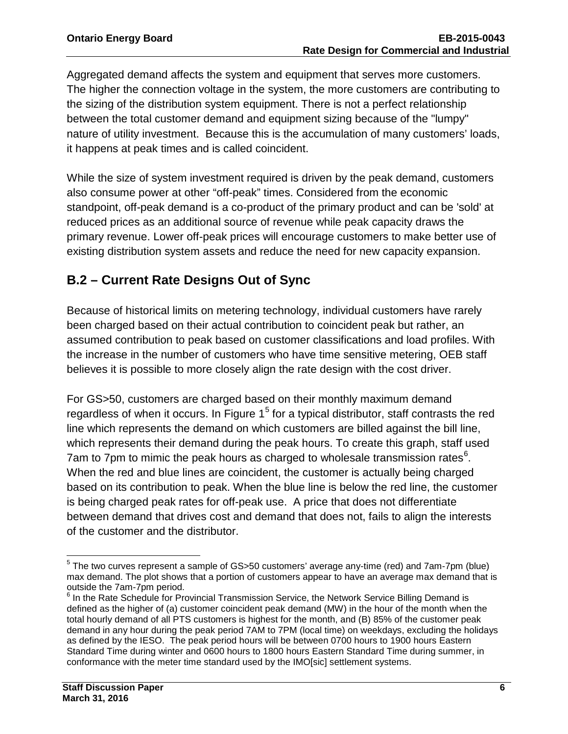Aggregated demand affects the system and equipment that serves more customers. The higher the connection voltage in the system, the more customers are contributing to the sizing of the distribution system equipment. There is not a perfect relationship between the total customer demand and equipment sizing because of the "lumpy" nature of utility investment. Because this is the accumulation of many customers' loads, it happens at peak times and is called coincident.

While the size of system investment required is driven by the peak demand, customers also consume power at other "off-peak" times. Considered from the economic standpoint, off-peak demand is a co-product of the primary product and can be 'sold' at reduced prices as an additional source of revenue while peak capacity draws the primary revenue. Lower off-peak prices will encourage customers to make better use of existing distribution system assets and reduce the need for new capacity expansion.

## B.2 – Current Rate Designs Out of Sync

Because of historical limits on metering technology, individual customers have rarely been charged based on their actual contribution to coincident peak but rather, an assumed contribution to peak based on customer classifications and load profiles. With the increase in the number of customers who have time sensitive metering, OEB staff believes it is possible to more closely align the rate design with the cost driver.

For GS>50, customers are charged based on their monthly maximum demand regardless of when it occurs. In Figure 1[5] for a typical distributor, staff contrasts the red line which represents the demand on which customers are billed against the bill line, which represents their demand during the peak hours. To create this graph, staff used 7am to 7pm to mimic the peak hours as charged to wholesale transmission rates[6]. When the red and blue lines are coincident, the customer is actually being charged based on its contribution to peak. When the blue line is below the red line, the customer is being charged peak rates for off-peak use. A price that does not differentiate between demand that drives cost and demand that does not, fails to align the interests of the customer and the distributor.

---

[5] The two curves represent a sample of GS>50 customers' average any-time (red) and 7am-7pm (blue) max demand. The plot shows that a portion of customers appear to have an average max demand that is outside the 7am-7pm period.

[6] In the Rate Schedule for Provincial Transmission Service, the Network Service Billing Demand is defined as the higher of (a) customer coincident peak demand (MW) in the hour of the month when the total hourly demand of all PTS customers is highest for the month, and (B) 85% of the customer peak demand in any hour during the peak period 7AM to 7PM (local time) on weekdays, excluding the holidays as defined by the IESO. The peak period hours will be between 0700 hours to 1900 hours Eastern Standard Time during winter and 0600 hours to 1800 hours Eastern Standard Time during summer, in conformance with the meter time standard used by the IMO[sic] settlement systems.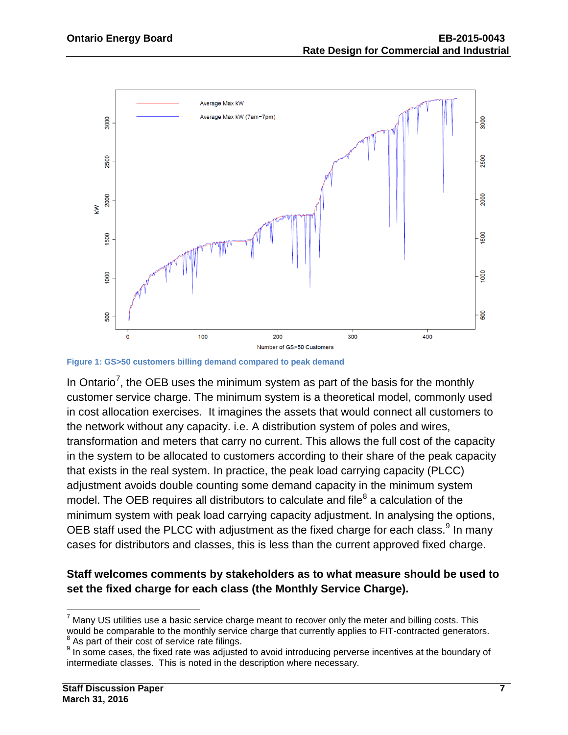Figure 1: GS>50 customers billing demand compared to peak demand

In Ontario[7], the OEB uses the minimum system as part of the basis for the monthly customer service charge. The minimum system is a theoretical model, commonly used in cost allocation exercises. It imagines the assets that would connect all customers to the network without any capacity. i.e. A distribution system of poles and wires, transformation and meters that carry no current. This allows the full cost of the capacity in the system to be allocated to customers according to their share of the peak capacity that exists in the real system. In practice, the peak load carrying capacity (PLCC) adjustment avoids double counting some demand capacity in the minimum system model. The OEB requires all distributors to calculate and file[8] a calculation of the minimum system with peak load carrying capacity adjustment. In analysing the options, OEB staff used the PLCC with adjustment as the fixed charge for each class.[9] In many cases for distributors and classes, this is less than the current approved fixed charge.

**Staff welcomes comments by stakeholders as to what measure should be used to set the fixed charge for each class (the Monthly Service Charge).**

---

[7] Many US utilities use a basic service charge meant to recover only the meter and billing costs. This would be comparable to the monthly service charge that currently applies to FIT-contracted generators.

[8] As part of their cost of service rate filings.

[9] In some cases, the fixed rate was adjusted to avoid introducing perverse incentives at the boundary of intermediate classes. This is noted in the description where necessary.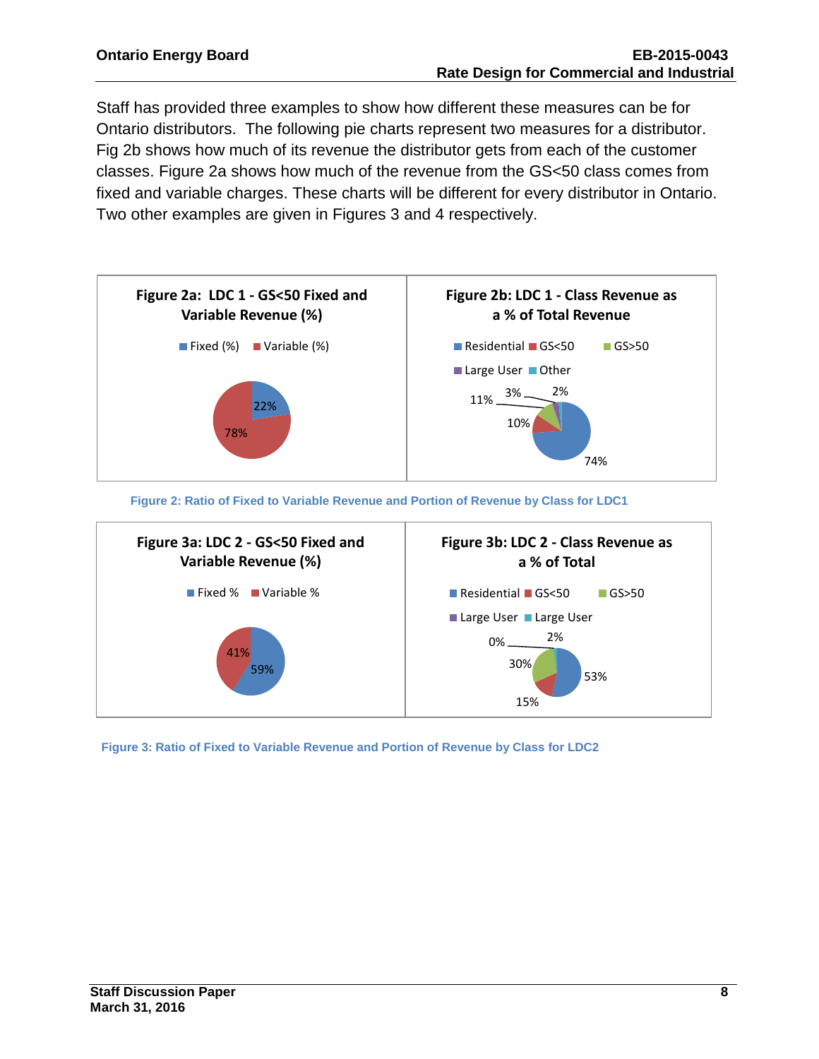Staff has provided three examples to show how different these measures can be for Ontario distributors. The following pie charts represent two measures for a distributor. Fig 2b shows how much of its revenue the distributor gets from each of the customer classes. Figure 2a shows how much of the revenue from the GS<50 class comes from fixed and variable charges. These charts will be different for every distributor in Ontario. Two other examples are given in Figures 3 and 4 respectively.

**Figure 2a: LDC 1 - GS<50 Fixed and Variable Revenue (%)**

| | Fixed (%) | Variable (%) |
|---|---|---|
| GS<50 | 22% | 78% |

**Figure 2b: LDC 1 - Class Revenue as a % of Total Revenue**

| Residential | GS<50 | GS>50 | Large User | Other |
|---|---|---|---|---|
| 74% | 10% | 11% | 3% | 2% |

Figure 2: Ratio of Fixed to Variable Revenue and Portion of Revenue by Class for LDC1

**Figure 3a: LDC 2 - GS<50 Fixed and Variable Revenue (%)**

| | Fixed % | Variable % |
|---|---|---|
| GS<50 | 59% | 41% |

**Figure 3b: LDC 2 - Class Revenue as a % of Total**

| Residential | GS<50 | GS>50 | Large User | Large User |
|---|---|---|---|---|
| 53% | 15% | 30% | 0% | 2% |

Figure 3: Ratio of Fixed to Variable Revenue and Portion of Revenue by Class for LDC2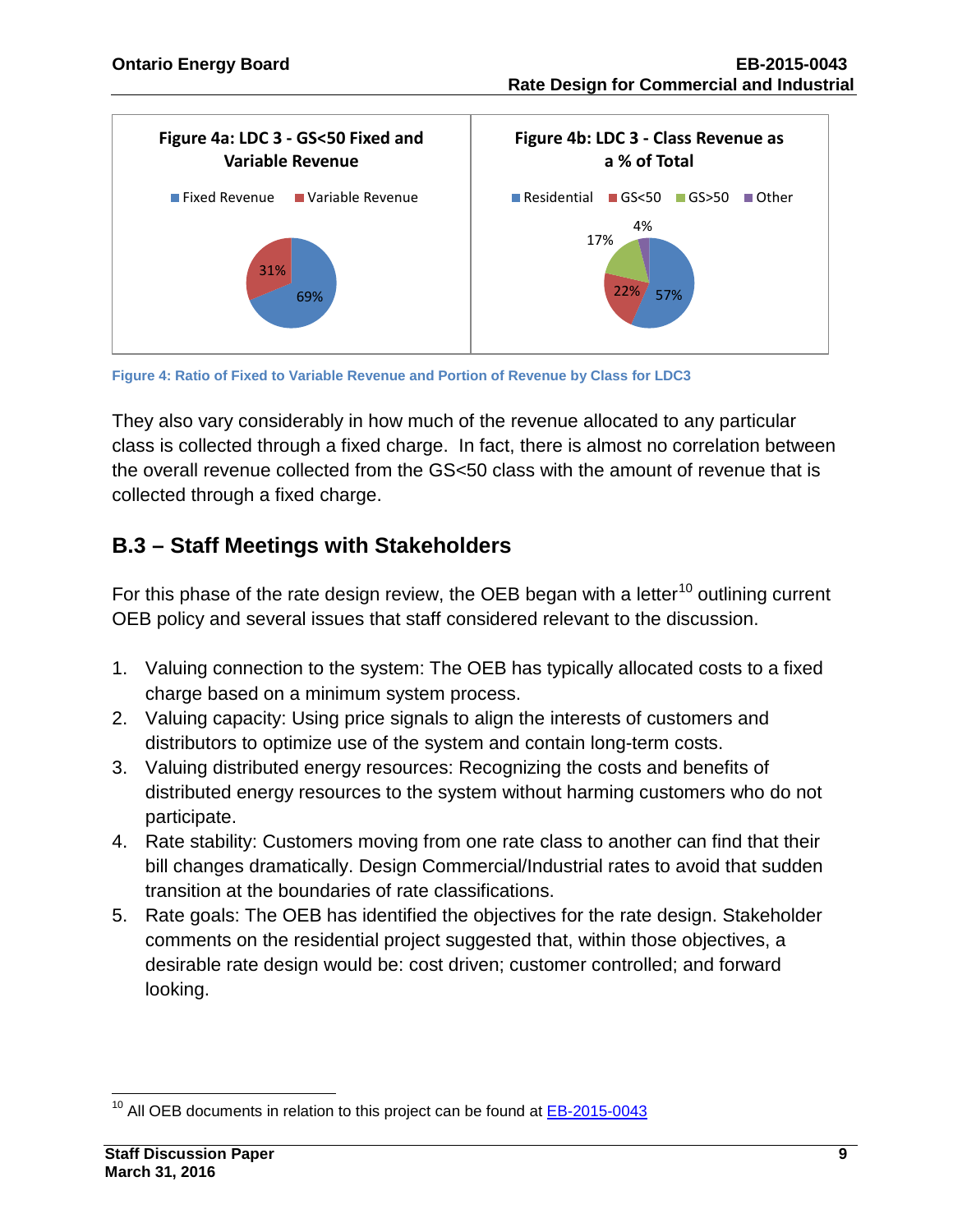Figure 4a: LDC 3 - GS<50 Fixed and Variable Revenue

Fixed Revenue 69%, Variable Revenue 31%

Figure 4b: LDC 3 - Class Revenue as a % of Total

Residential 57%, GS<50 22%, GS>50 17%, Other 4%

**Figure 4: Ratio of Fixed to Variable Revenue and Portion of Revenue by Class for LDC3**

They also vary considerably in how much of the revenue allocated to any particular class is collected through a fixed charge. In fact, there is almost no correlation between the overall revenue collected from the GS<50 class with the amount of revenue that is collected through a fixed charge.

## B.3 – Staff Meetings with Stakeholders

For this phase of the rate design review, the OEB began with a letter[10] outlining current OEB policy and several issues that staff considered relevant to the discussion.

1. Valuing connection to the system: The OEB has typically allocated costs to a fixed charge based on a minimum system process.
2. Valuing capacity: Using price signals to align the interests of customers and distributors to optimize use of the system and contain long-term costs.
3. Valuing distributed energy resources: Recognizing the costs and benefits of distributed energy resources to the system without harming customers who do not participate.
4. Rate stability: Customers moving from one rate class to another can find that their bill changes dramatically. Design Commercial/Industrial rates to avoid that sudden transition at the boundaries of rate classifications.
5. Rate goals: The OEB has identified the objectives for the rate design. Stakeholder comments on the residential project suggested that, within those objectives, a desirable rate design would be: cost driven; customer controlled; and forward looking.

[10] All OEB documents in relation to this project can be found at EB-2015-0043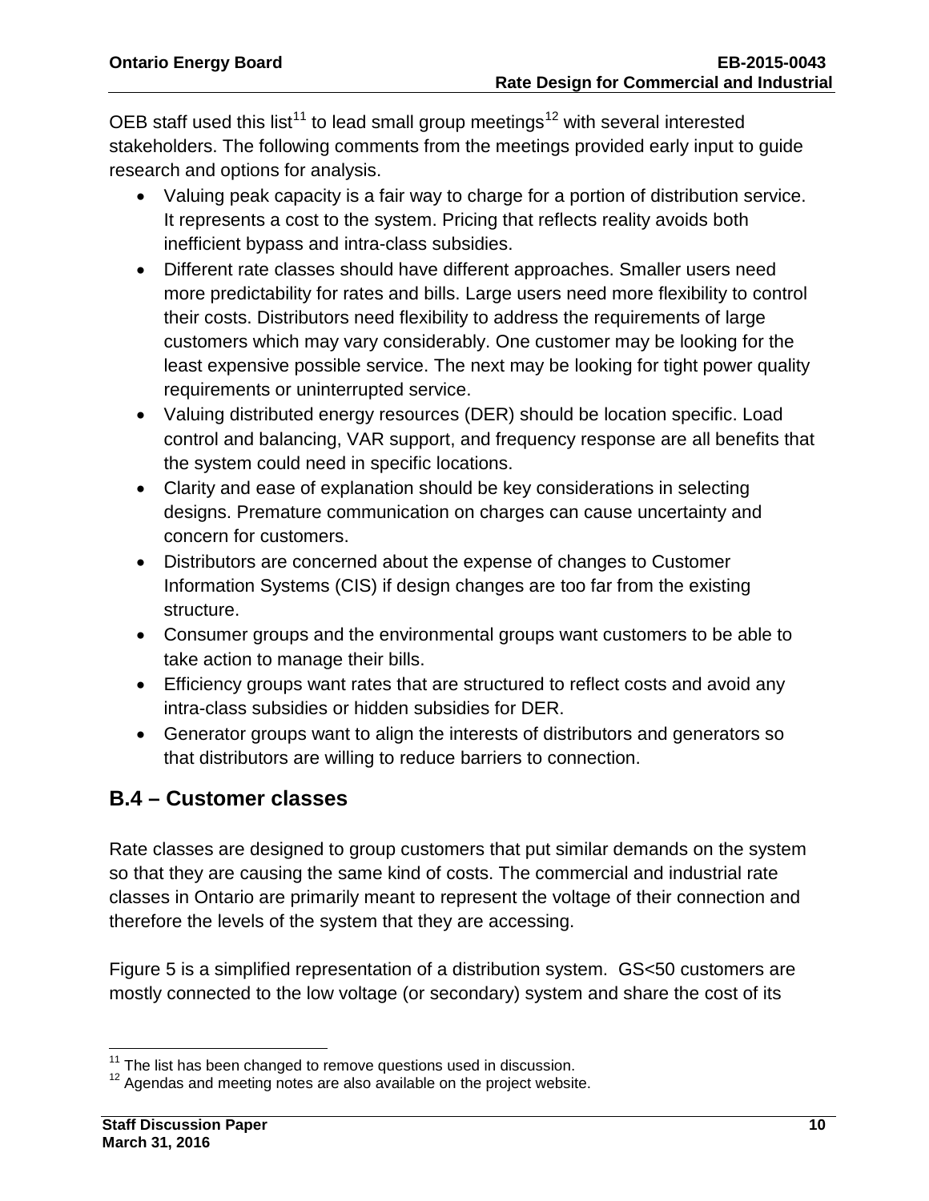OEB staff used this list[11] to lead small group meetings[12] with several interested stakeholders. The following comments from the meetings provided early input to guide research and options for analysis.

- Valuing peak capacity is a fair way to charge for a portion of distribution service. It represents a cost to the system. Pricing that reflects reality avoids both inefficient bypass and intra-class subsidies.
- Different rate classes should have different approaches. Smaller users need more predictability for rates and bills. Large users need more flexibility to control their costs. Distributors need flexibility to address the requirements of large customers which may vary considerably. One customer may be looking for the least expensive possible service. The next may be looking for tight power quality requirements or uninterrupted service.
- Valuing distributed energy resources (DER) should be location specific. Load control and balancing, VAR support, and frequency response are all benefits that the system could need in specific locations.
- Clarity and ease of explanation should be key considerations in selecting designs. Premature communication on charges can cause uncertainty and concern for customers.
- Distributors are concerned about the expense of changes to Customer Information Systems (CIS) if design changes are too far from the existing structure.
- Consumer groups and the environmental groups want customers to be able to take action to manage their bills.
- Efficiency groups want rates that are structured to reflect costs and avoid any intra-class subsidies or hidden subsidies for DER.
- Generator groups want to align the interests of distributors and generators so that distributors are willing to reduce barriers to connection.

## B.4 – Customer classes

Rate classes are designed to group customers that put similar demands on the system so that they are causing the same kind of costs. The commercial and industrial rate classes in Ontario are primarily meant to represent the voltage of their connection and therefore the levels of the system that they are accessing.

Figure 5 is a simplified representation of a distribution system. GS<50 customers are mostly connected to the low voltage (or secondary) system and share the cost of its

[11] The list has been changed to remove questions used in discussion.
[12] Agendas and meeting notes are also available on the project website.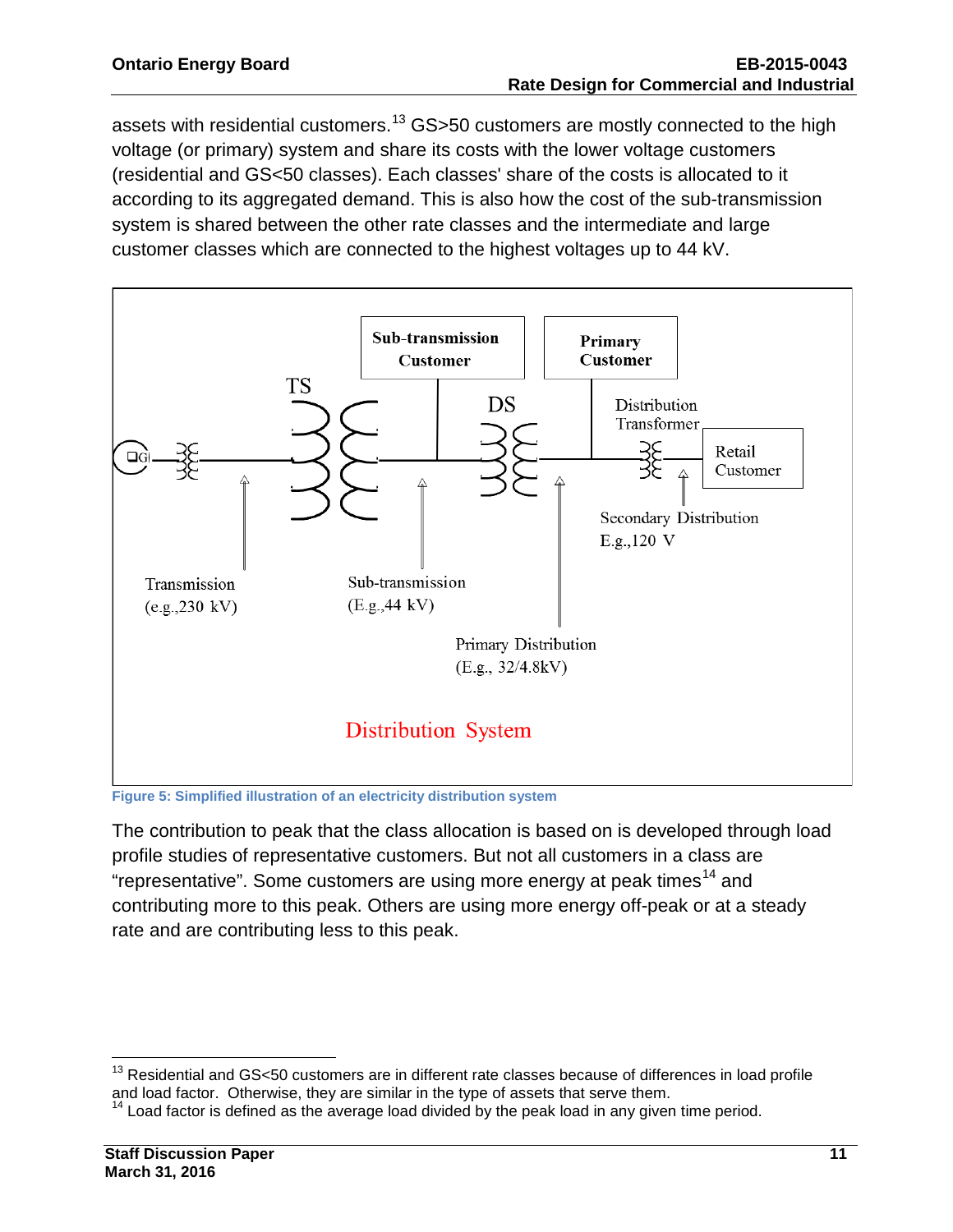assets with residential customers.[13] GS>50 customers are mostly connected to the high voltage (or primary) system and share its costs with the lower voltage customers (residential and GS<50 classes). Each classes' share of the costs is allocated to it according to its aggregated demand. This is also how the cost of the sub-transmission system is shared between the other rate classes and the intermediate and large customer classes which are connected to the highest voltages up to 44 kV.

Figure 5: Simplified illustration of an electricity distribution system

The contribution to peak that the class allocation is based on is developed through load profile studies of representative customers. But not all customers in a class are "representative". Some customers are using more energy at peak times[14] and contributing more to this peak. Others are using more energy off-peak or at a steady rate and are contributing less to this peak.

---

[13] Residential and GS<50 customers are in different rate classes because of differences in load profile and load factor. Otherwise, they are similar in the type of assets that serve them.

[14] Load factor is defined as the average load divided by the peak load in any given time period.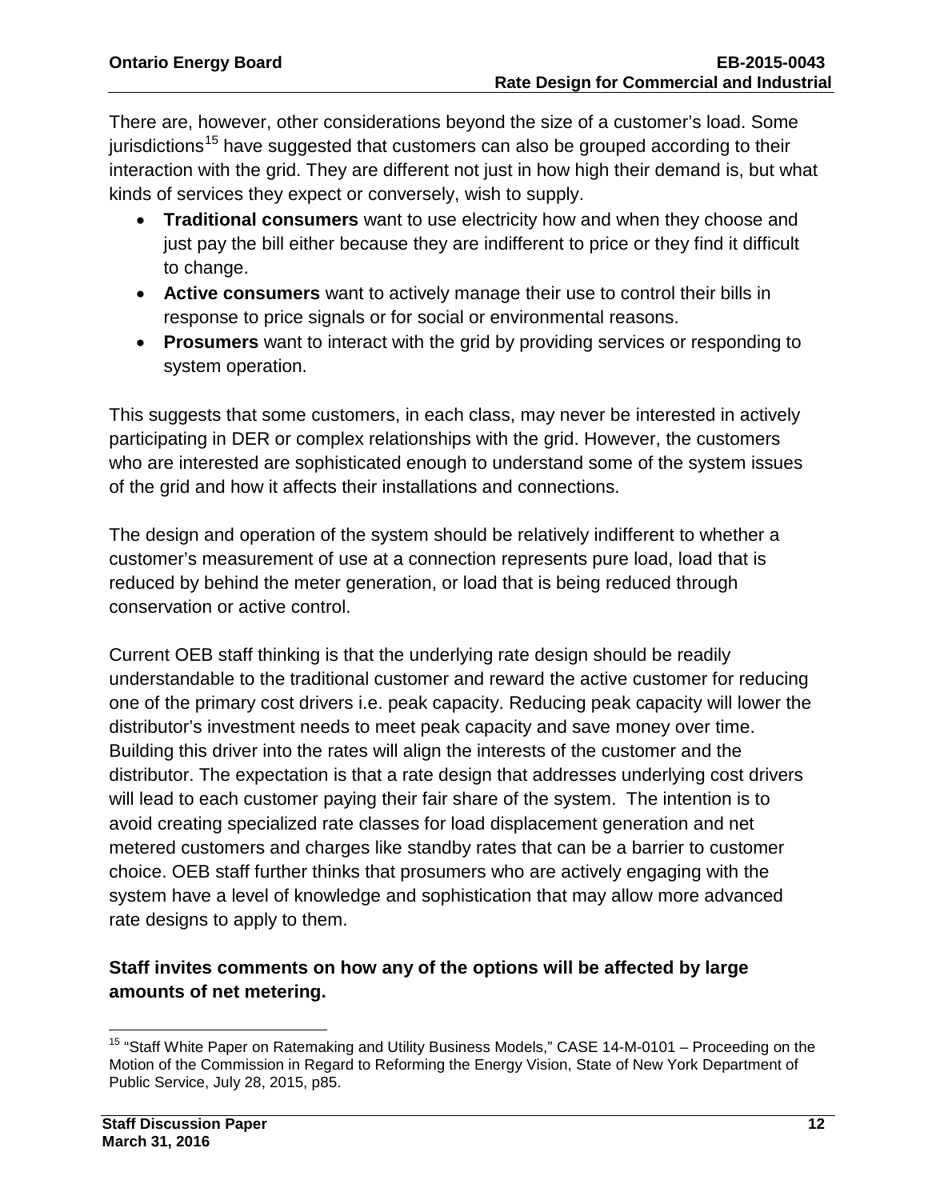There are, however, other considerations beyond the size of a customer's load. Some jurisdictions[15] have suggested that customers can also be grouped according to their interaction with the grid. They are different not just in how high their demand is, but what kinds of services they expect or conversely, wish to supply.

- **Traditional consumers** want to use electricity how and when they choose and just pay the bill either because they are indifferent to price or they find it difficult to change.
- **Active consumers** want to actively manage their use to control their bills in response to price signals or for social or environmental reasons.
- **Prosumers** want to interact with the grid by providing services or responding to system operation.

This suggests that some customers, in each class, may never be interested in actively participating in DER or complex relationships with the grid. However, the customers who are interested are sophisticated enough to understand some of the system issues of the grid and how it affects their installations and connections.

The design and operation of the system should be relatively indifferent to whether a customer's measurement of use at a connection represents pure load, load that is reduced by behind the meter generation, or load that is being reduced through conservation or active control.

Current OEB staff thinking is that the underlying rate design should be readily understandable to the traditional customer and reward the active customer for reducing one of the primary cost drivers i.e. peak capacity. Reducing peak capacity will lower the distributor's investment needs to meet peak capacity and save money over time. Building this driver into the rates will align the interests of the customer and the distributor. The expectation is that a rate design that addresses underlying cost drivers will lead to each customer paying their fair share of the system. The intention is to avoid creating specialized rate classes for load displacement generation and net metered customers and charges like standby rates that can be a barrier to customer choice. OEB staff further thinks that prosumers who are actively engaging with the system have a level of knowledge and sophistication that may allow more advanced rate designs to apply to them.

**Staff invites comments on how any of the options will be affected by large amounts of net metering.**

---

[15] "Staff White Paper on Ratemaking and Utility Business Models," CASE 14-M-0101 – Proceeding on the Motion of the Commission in Regard to Reforming the Energy Vision, State of New York Department of Public Service, July 28, 2015, p85.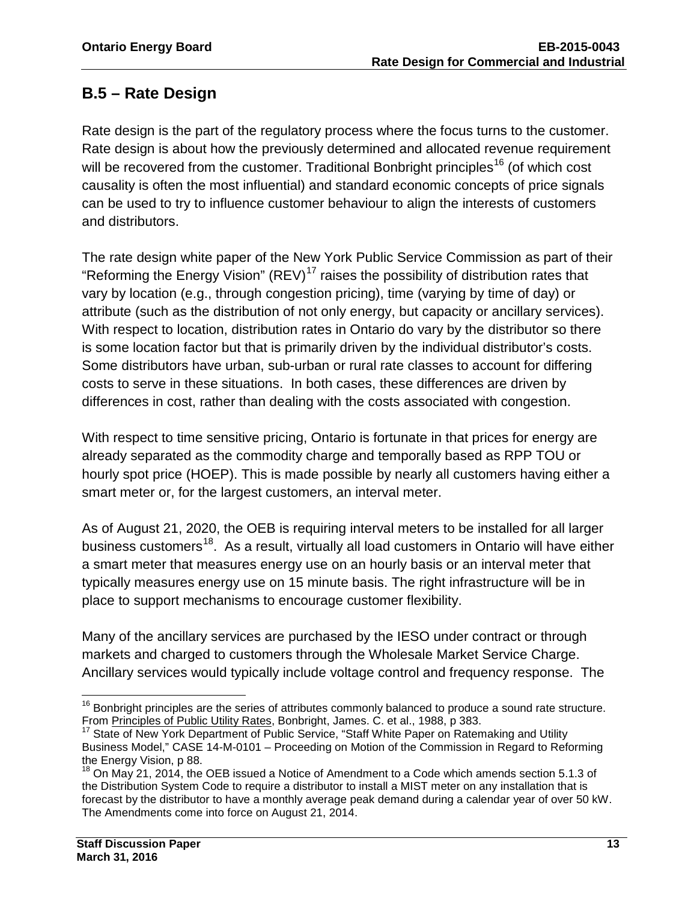## B.5 – Rate Design

Rate design is the part of the regulatory process where the focus turns to the customer. Rate design is about how the previously determined and allocated revenue requirement will be recovered from the customer. Traditional Bonbright principles[16] (of which cost causality is often the most influential) and standard economic concepts of price signals can be used to try to influence customer behaviour to align the interests of customers and distributors.

The rate design white paper of the New York Public Service Commission as part of their "Reforming the Energy Vision" (REV)[17] raises the possibility of distribution rates that vary by location (e.g., through congestion pricing), time (varying by time of day) or attribute (such as the distribution of not only energy, but capacity or ancillary services). With respect to location, distribution rates in Ontario do vary by the distributor so there is some location factor but that is primarily driven by the individual distributor's costs. Some distributors have urban, sub-urban or rural rate classes to account for differing costs to serve in these situations. In both cases, these differences are driven by differences in cost, rather than dealing with the costs associated with congestion.

With respect to time sensitive pricing, Ontario is fortunate in that prices for energy are already separated as the commodity charge and temporally based as RPP TOU or hourly spot price (HOEP). This is made possible by nearly all customers having either a smart meter or, for the largest customers, an interval meter.

As of August 21, 2020, the OEB is requiring interval meters to be installed for all larger business customers[18]. As a result, virtually all load customers in Ontario will have either a smart meter that measures energy use on an hourly basis or an interval meter that typically measures energy use on 15 minute basis. The right infrastructure will be in place to support mechanisms to encourage customer flexibility.

Many of the ancillary services are purchased by the IESO under contract or through markets and charged to customers through the Wholesale Market Service Charge. Ancillary services would typically include voltage control and frequency response. The

---

[16] Bonbright principles are the series of attributes commonly balanced to produce a sound rate structure. From Principles of Public Utility Rates, Bonbright, James. C. et al., 1988, p 383.

[17] State of New York Department of Public Service, "Staff White Paper on Ratemaking and Utility Business Model," CASE 14-M-0101 – Proceeding on Motion of the Commission in Regard to Reforming the Energy Vision, p 88.

[18] On May 21, 2014, the OEB issued a Notice of Amendment to a Code which amends section 5.1.3 of the Distribution System Code to require a distributor to install a MIST meter on any installation that is forecast by the distributor to have a monthly average peak demand during a calendar year of over 50 kW. The Amendments come into force on August 21, 2014.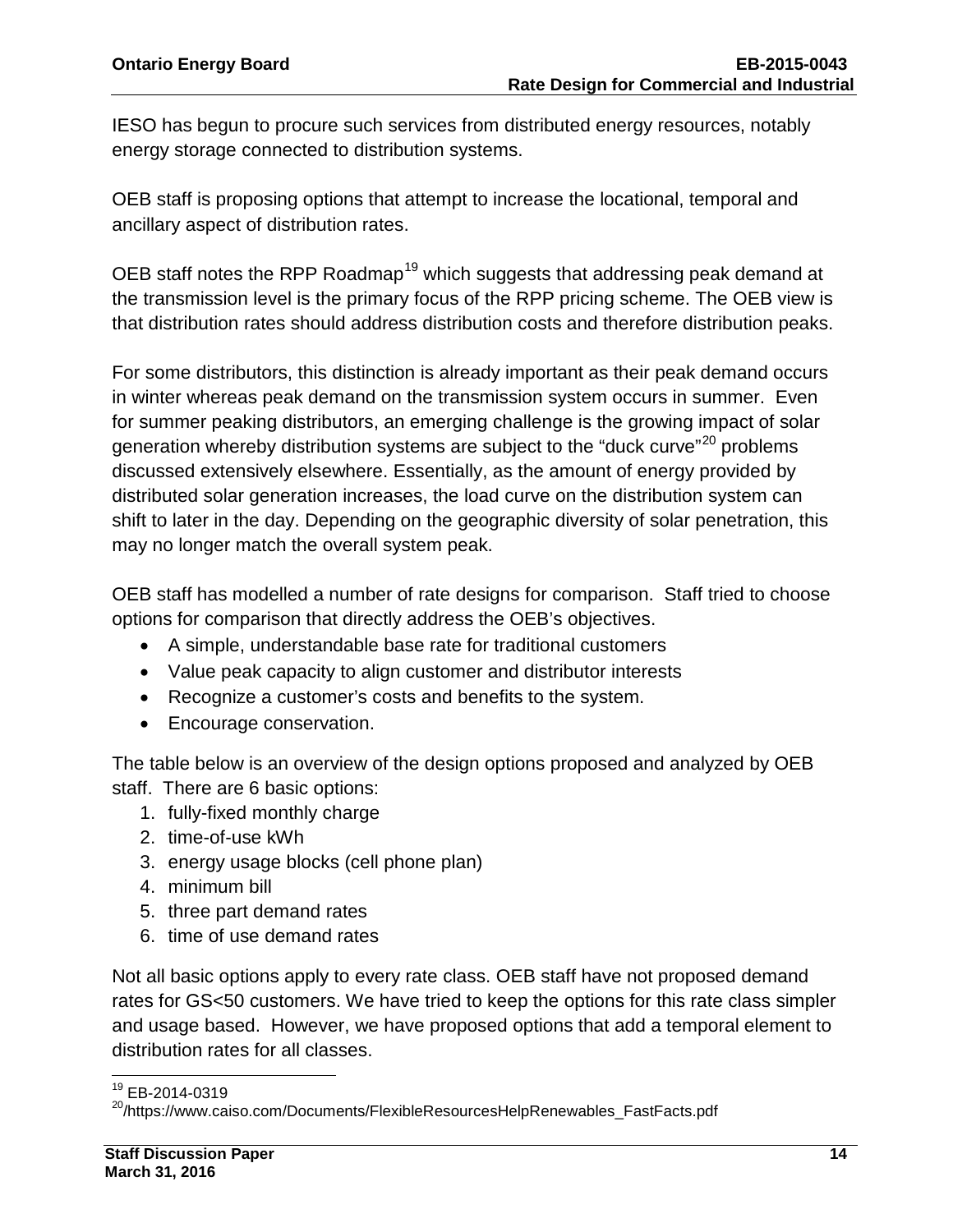IESO has begun to procure such services from distributed energy resources, notably energy storage connected to distribution systems.

OEB staff is proposing options that attempt to increase the locational, temporal and ancillary aspect of distribution rates.

OEB staff notes the RPP Roadmap[19] which suggests that addressing peak demand at the transmission level is the primary focus of the RPP pricing scheme. The OEB view is that distribution rates should address distribution costs and therefore distribution peaks.

For some distributors, this distinction is already important as their peak demand occurs in winter whereas peak demand on the transmission system occurs in summer. Even for summer peaking distributors, an emerging challenge is the growing impact of solar generation whereby distribution systems are subject to the "duck curve"[20] problems discussed extensively elsewhere. Essentially, as the amount of energy provided by distributed solar generation increases, the load curve on the distribution system can shift to later in the day. Depending on the geographic diversity of solar penetration, this may no longer match the overall system peak.

OEB staff has modelled a number of rate designs for comparison. Staff tried to choose options for comparison that directly address the OEB's objectives.

- A simple, understandable base rate for traditional customers
- Value peak capacity to align customer and distributor interests
- Recognize a customer's costs and benefits to the system.
- Encourage conservation.

The table below is an overview of the design options proposed and analyzed by OEB staff. There are 6 basic options:

1. fully-fixed monthly charge
2. time-of-use kWh
3. energy usage blocks (cell phone plan)
4. minimum bill
5. three part demand rates
6. time of use demand rates

Not all basic options apply to every rate class. OEB staff have not proposed demand rates for GS<50 customers. We have tried to keep the options for this rate class simpler and usage based. However, we have proposed options that add a temporal element to distribution rates for all classes.

---

[19] EB-2014-0319

[20] /https://www.caiso.com/Documents/FlexibleResourcesHelpRenewables_FastFacts.pdf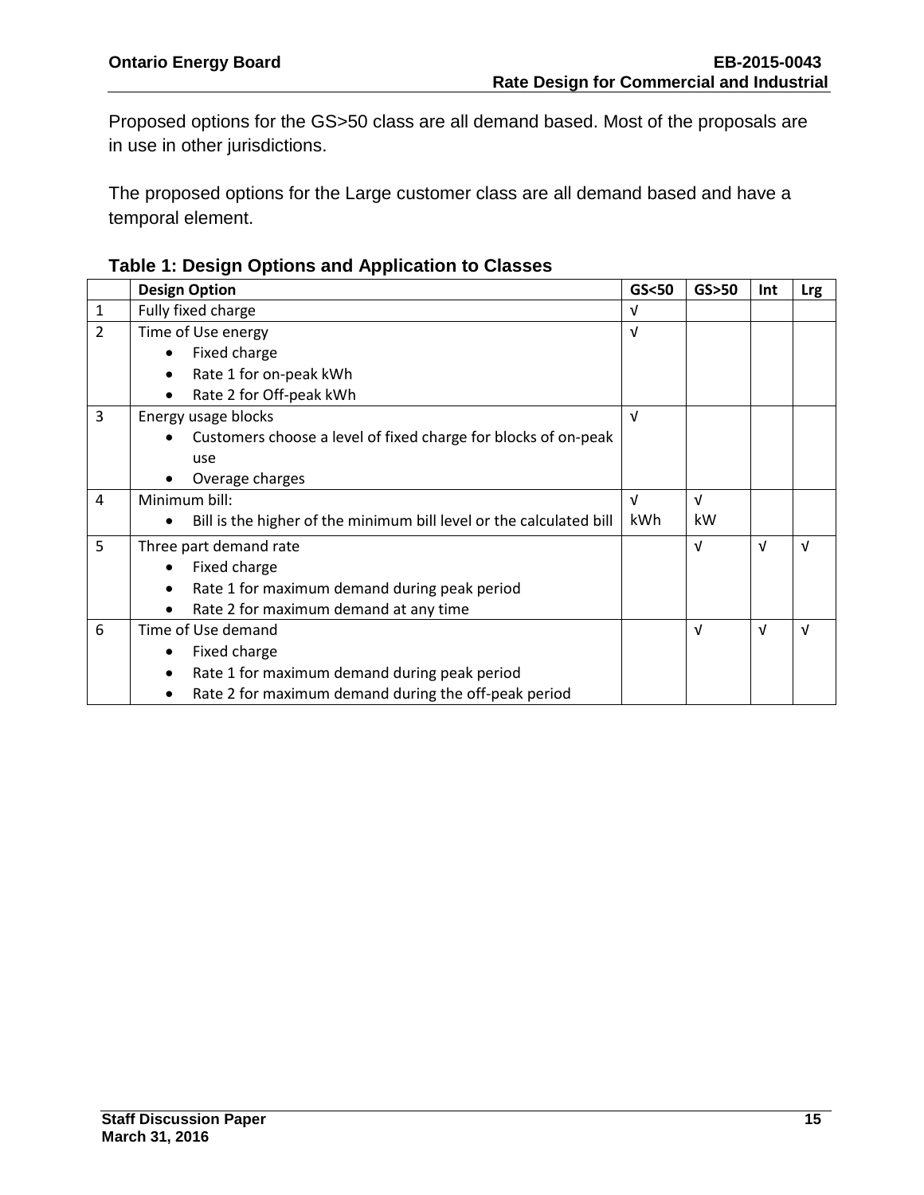Proposed options for the GS>50 class are all demand based. Most of the proposals are in use in other jurisdictions.

The proposed options for the Large customer class are all demand based and have a temporal element.

**Table 1: Design Options and Application to Classes**

| | Design Option | GS<50 | GS>50 | Int | Lrg |
|---|---|---|---|---|---|
| 1 | Fully fixed charge | √ | | | |
| 2 | Time of Use energy<br>• Fixed charge<br>• Rate 1 for on-peak kWh<br>• Rate 2 for Off-peak kWh | √ | | | |
| 3 | Energy usage blocks<br>• Customers choose a level of fixed charge for blocks of on-peak use<br>• Overage charges | √ | | | |
| 4 | Minimum bill:<br>• Bill is the higher of the minimum bill level or the calculated bill | √ kWh | √ kW | | |
| 5 | Three part demand rate<br>• Fixed charge<br>• Rate 1 for maximum demand during peak period<br>• Rate 2 for maximum demand at any time | | √ | √ | √ |
| 6 | Time of Use demand<br>• Fixed charge<br>• Rate 1 for maximum demand during peak period<br>• Rate 2 for maximum demand during the off-peak period | | √ | √ | √ |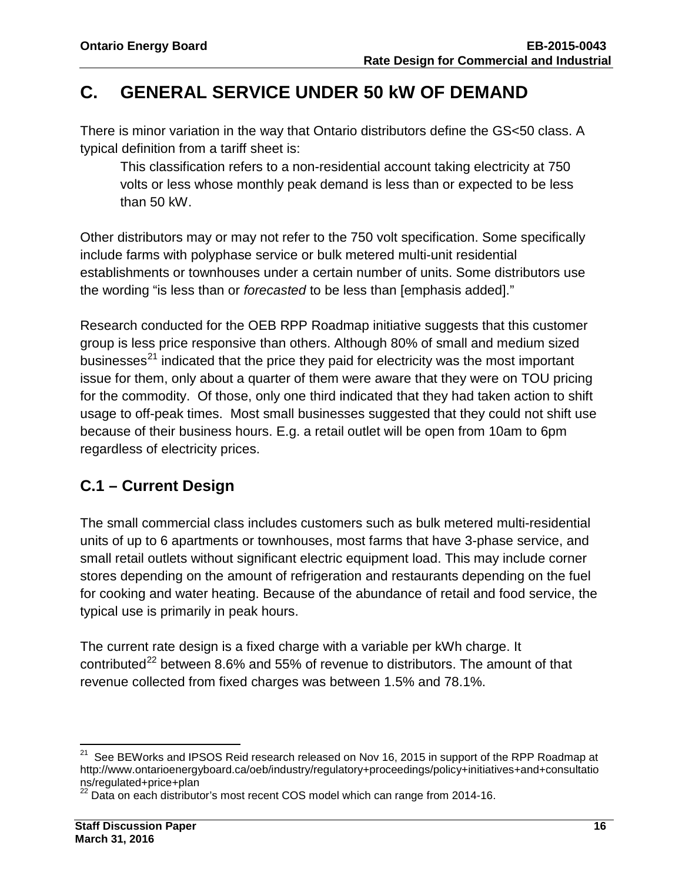# C. GENERAL SERVICE UNDER 50 kW OF DEMAND

There is minor variation in the way that Ontario distributors define the GS<50 class. A typical definition from a tariff sheet is:

> This classification refers to a non-residential account taking electricity at 750 volts or less whose monthly peak demand is less than or expected to be less than 50 kW.

Other distributors may or may not refer to the 750 volt specification. Some specifically include farms with polyphase service or bulk metered multi-unit residential establishments or townhouses under a certain number of units. Some distributors use the wording "is less than or *forecasted* to be less than [emphasis added]."

Research conducted for the OEB RPP Roadmap initiative suggests that this customer group is less price responsive than others. Although 80% of small and medium sized businesses[21] indicated that the price they paid for electricity was the most important issue for them, only about a quarter of them were aware that they were on TOU pricing for the commodity. Of those, only one third indicated that they had taken action to shift usage to off-peak times. Most small businesses suggested that they could not shift use because of their business hours. E.g. a retail outlet will be open from 10am to 6pm regardless of electricity prices.

## C.1 – Current Design

The small commercial class includes customers such as bulk metered multi-residential units of up to 6 apartments or townhouses, most farms that have 3-phase service, and small retail outlets without significant electric equipment load. This may include corner stores depending on the amount of refrigeration and restaurants depending on the fuel for cooking and water heating. Because of the abundance of retail and food service, the typical use is primarily in peak hours.

The current rate design is a fixed charge with a variable per kWh charge. It contributed[22] between 8.6% and 55% of revenue to distributors. The amount of that revenue collected from fixed charges was between 1.5% and 78.1%.

---

[21] See BEWorks and IPSOS Reid research released on Nov 16, 2015 in support of the RPP Roadmap at http://www.ontarioenergyboard.ca/oeb/industry/regulatory+proceedings/policy+initiatives+and+consultations/regulated+price+plan

[22] Data on each distributor's most recent COS model which can range from 2014-16.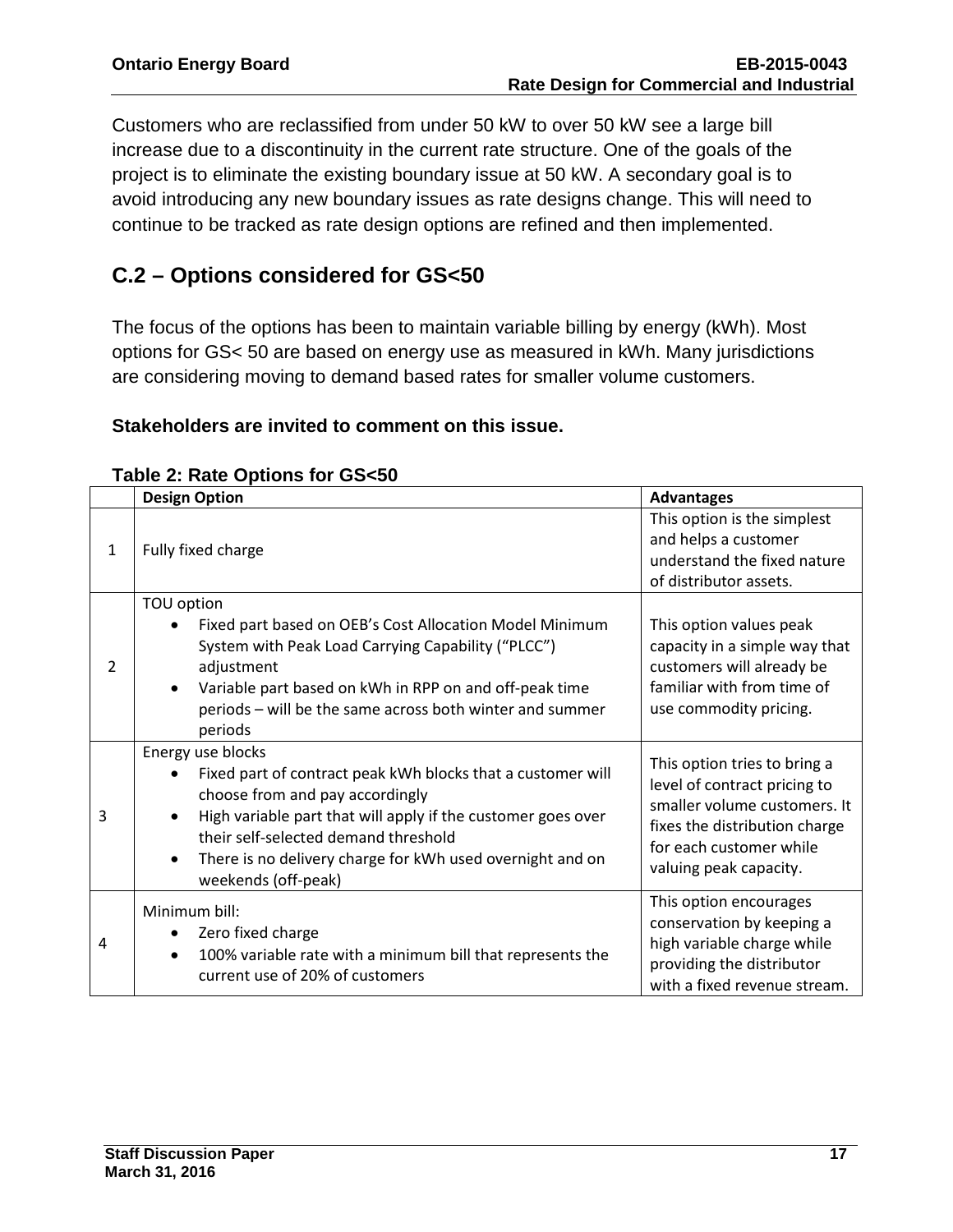Customers who are reclassified from under 50 kW to over 50 kW see a large bill increase due to a discontinuity in the current rate structure. One of the goals of the project is to eliminate the existing boundary issue at 50 kW. A secondary goal is to avoid introducing any new boundary issues as rate designs change. This will need to continue to be tracked as rate design options are refined and then implemented.

## C.2 – Options considered for GS<50

The focus of the options has been to maintain variable billing by energy (kWh). Most options for GS< 50 are based on energy use as measured in kWh. Many jurisdictions are considering moving to demand based rates for smaller volume customers.

**Stakeholders are invited to comment on this issue.**

**Table 2: Rate Options for GS<50**

| | Design Option | Advantages |
|---|---|---|
| 1 | Fully fixed charge | This option is the simplest and helps a customer understand the fixed nature of distributor assets. |
| 2 | TOU option<br>• Fixed part based on OEB's Cost Allocation Model Minimum System with Peak Load Carrying Capability ("PLCC") adjustment<br>• Variable part based on kWh in RPP on and off-peak time periods – will be the same across both winter and summer periods | This option values peak capacity in a simple way that customers will already be familiar with from time of use commodity pricing. |
| 3 | Energy use blocks<br>• Fixed part of contract peak kWh blocks that a customer will choose from and pay accordingly<br>• High variable part that will apply if the customer goes over their self-selected demand threshold<br>• There is no delivery charge for kWh used overnight and on weekends (off-peak) | This option tries to bring a level of contract pricing to smaller volume customers. It fixes the distribution charge for each customer while valuing peak capacity. |
| 4 | Minimum bill:<br>• Zero fixed charge<br>• 100% variable rate with a minimum bill that represents the current use of 20% of customers | This option encourages conservation by keeping a high variable charge while providing the distributor with a fixed revenue stream. |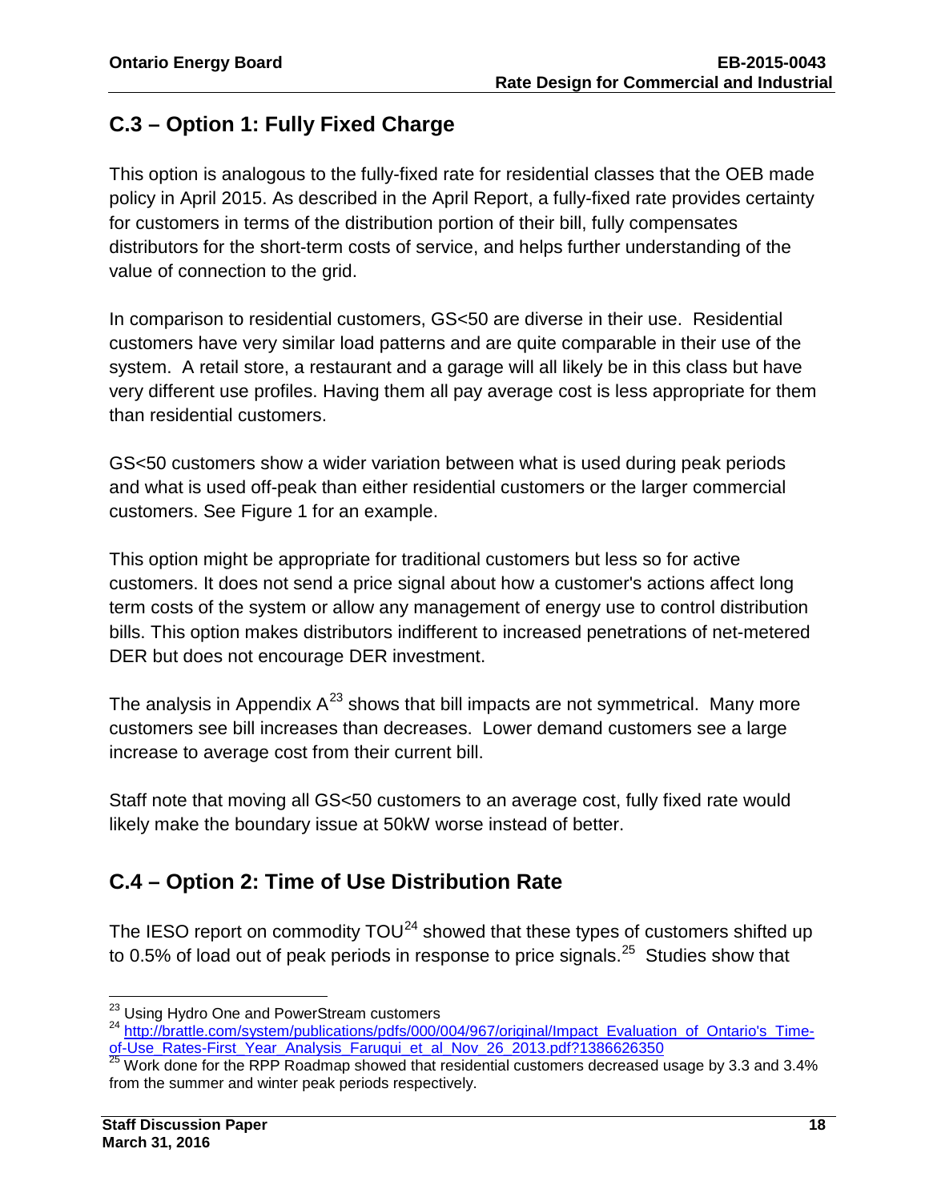## C.3 – Option 1: Fully Fixed Charge

This option is analogous to the fully-fixed rate for residential classes that the OEB made policy in April 2015. As described in the April Report, a fully-fixed rate provides certainty for customers in terms of the distribution portion of their bill, fully compensates distributors for the short-term costs of service, and helps further understanding of the value of connection to the grid.

In comparison to residential customers, GS<50 are diverse in their use. Residential customers have very similar load patterns and are quite comparable in their use of the system. A retail store, a restaurant and a garage will all likely be in this class but have very different use profiles. Having them all pay average cost is less appropriate for them than residential customers.

GS<50 customers show a wider variation between what is used during peak periods and what is used off-peak than either residential customers or the larger commercial customers. See Figure 1 for an example.

This option might be appropriate for traditional customers but less so for active customers. It does not send a price signal about how a customer's actions affect long term costs of the system or allow any management of energy use to control distribution bills. This option makes distributors indifferent to increased penetrations of net-metered DER but does not encourage DER investment.

The analysis in Appendix A[23] shows that bill impacts are not symmetrical. Many more customers see bill increases than decreases. Lower demand customers see a large increase to average cost from their current bill.

Staff note that moving all GS<50 customers to an average cost, fully fixed rate would likely make the boundary issue at 50kW worse instead of better.

## C.4 – Option 2: Time of Use Distribution Rate

The IESO report on commodity TOU[24] showed that these types of customers shifted up to 0.5% of load out of peak periods in response to price signals.[25] Studies show that

---

[23] Using Hydro One and PowerStream customers

[24] http://brattle.com/system/publications/pdfs/000/004/967/original/Impact_Evaluation_of_Ontario's_Time-of-Use_Rates-First_Year_Analysis_Faruqui_et_al_Nov_26_2013.pdf?1386626350

[25] Work done for the RPP Roadmap showed that residential customers decreased usage by 3.3 and 3.4% from the summer and winter peak periods respectively.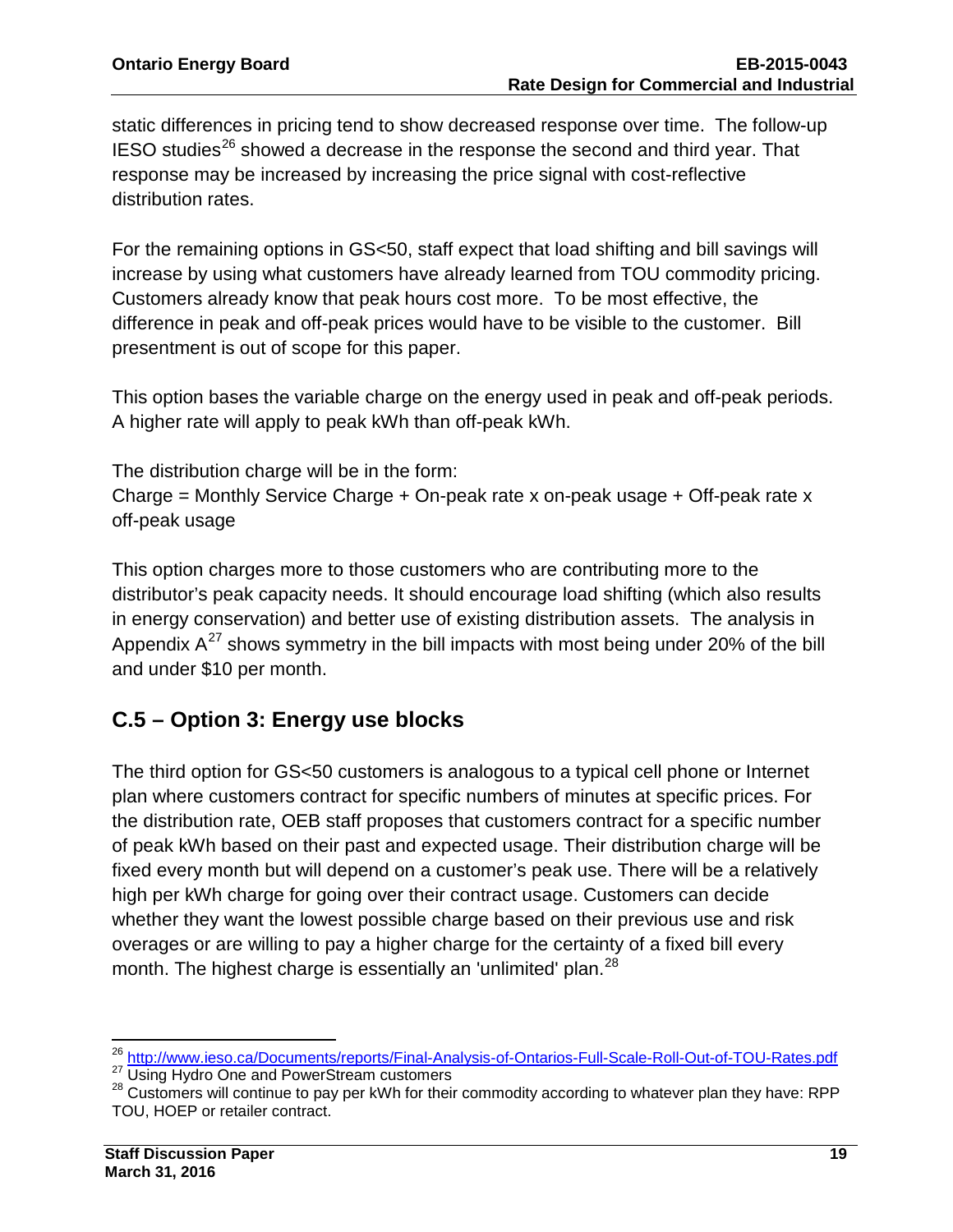static differences in pricing tend to show decreased response over time. The follow-up IESO studies[26] showed a decrease in the response the second and third year. That response may be increased by increasing the price signal with cost-reflective distribution rates.

For the remaining options in GS<50, staff expect that load shifting and bill savings will increase by using what customers have already learned from TOU commodity pricing. Customers already know that peak hours cost more. To be most effective, the difference in peak and off-peak prices would have to be visible to the customer. Bill presentment is out of scope for this paper.

This option bases the variable charge on the energy used in peak and off-peak periods. A higher rate will apply to peak kWh than off-peak kWh.

The distribution charge will be in the form:
Charge = Monthly Service Charge + On-peak rate x on-peak usage + Off-peak rate x off-peak usage

This option charges more to those customers who are contributing more to the distributor's peak capacity needs. It should encourage load shifting (which also results in energy conservation) and better use of existing distribution assets. The analysis in Appendix A[27] shows symmetry in the bill impacts with most being under 20% of the bill and under $10 per month.

## C.5 – Option 3: Energy use blocks

The third option for GS<50 customers is analogous to a typical cell phone or Internet plan where customers contract for specific numbers of minutes at specific prices. For the distribution rate, OEB staff proposes that customers contract for a specific number of peak kWh based on their past and expected usage. Their distribution charge will be fixed every month but will depend on a customer's peak use. There will be a relatively high per kWh charge for going over their contract usage. Customers can decide whether they want the lowest possible charge based on their previous use and risk overages or are willing to pay a higher charge for the certainty of a fixed bill every month. The highest charge is essentially an 'unlimited' plan.[28]

---

[26] http://www.ieso.ca/Documents/reports/Final-Analysis-of-Ontarios-Full-Scale-Roll-Out-of-TOU-Rates.pdf

[27] Using Hydro One and PowerStream customers

[28] Customers will continue to pay per kWh for their commodity according to whatever plan they have: RPP TOU, HOEP or retailer contract.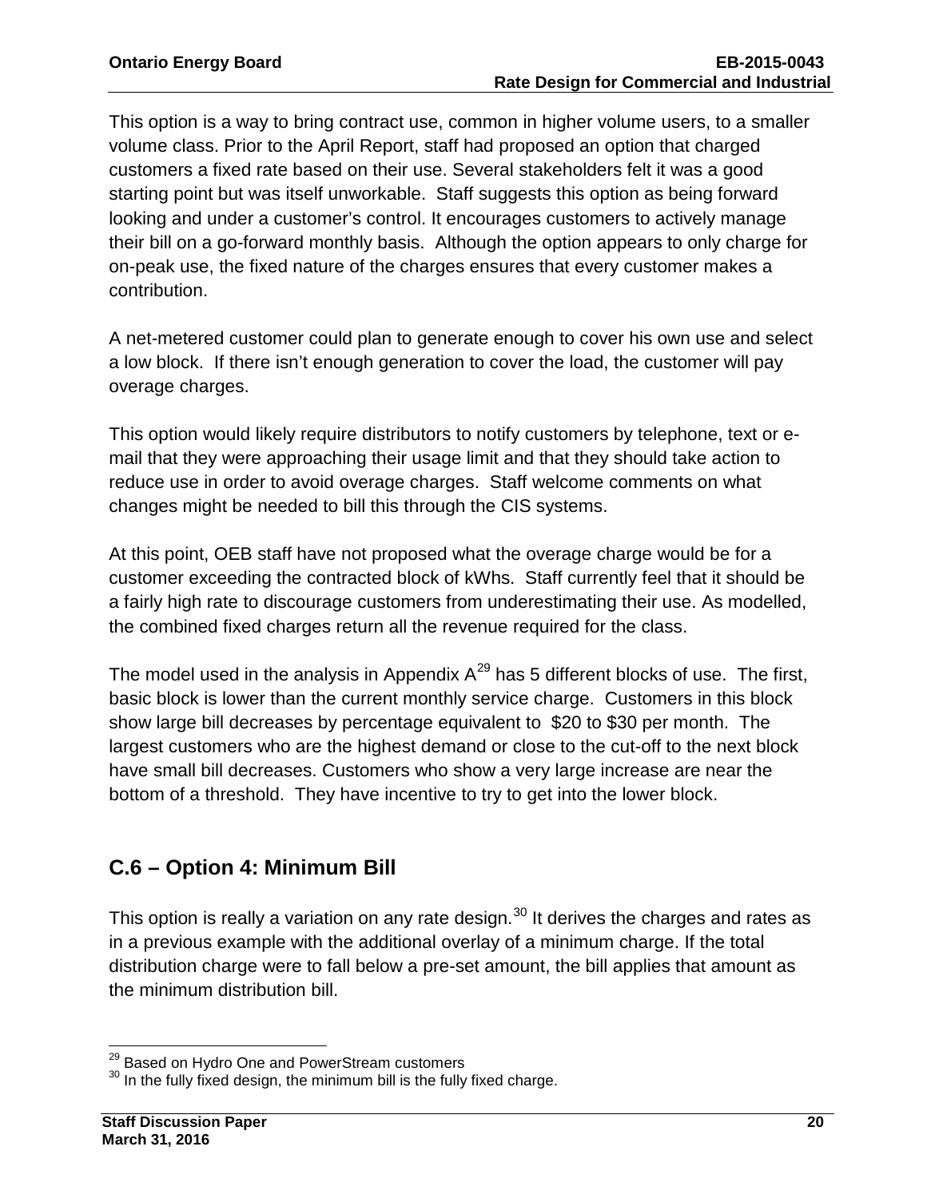This option is a way to bring contract use, common in higher volume users, to a smaller volume class. Prior to the April Report, staff had proposed an option that charged customers a fixed rate based on their use. Several stakeholders felt it was a good starting point but was itself unworkable. Staff suggests this option as being forward looking and under a customer's control. It encourages customers to actively manage their bill on a go-forward monthly basis. Although the option appears to only charge for on-peak use, the fixed nature of the charges ensures that every customer makes a contribution.

A net-metered customer could plan to generate enough to cover his own use and select a low block. If there isn't enough generation to cover the load, the customer will pay overage charges.

This option would likely require distributors to notify customers by telephone, text or e-mail that they were approaching their usage limit and that they should take action to reduce use in order to avoid overage charges. Staff welcome comments on what changes might be needed to bill this through the CIS systems.

At this point, OEB staff have not proposed what the overage charge would be for a customer exceeding the contracted block of kWhs. Staff currently feel that it should be a fairly high rate to discourage customers from underestimating their use. As modelled, the combined fixed charges return all the revenue required for the class.

The model used in the analysis in Appendix A[29] has 5 different blocks of use. The first, basic block is lower than the current monthly service charge. Customers in this block show large bill decreases by percentage equivalent to $20 to $30 per month. The largest customers who are the highest demand or close to the cut-off to the next block have small bill decreases. Customers who show a very large increase are near the bottom of a threshold. They have incentive to try to get into the lower block.

## C.6 – Option 4: Minimum Bill

This option is really a variation on any rate design.[30] It derives the charges and rates as in a previous example with the additional overlay of a minimum charge. If the total distribution charge were to fall below a pre-set amount, the bill applies that amount as the minimum distribution bill.

---

[29] Based on Hydro One and PowerStream customers

[30] In the fully fixed design, the minimum bill is the fully fixed charge.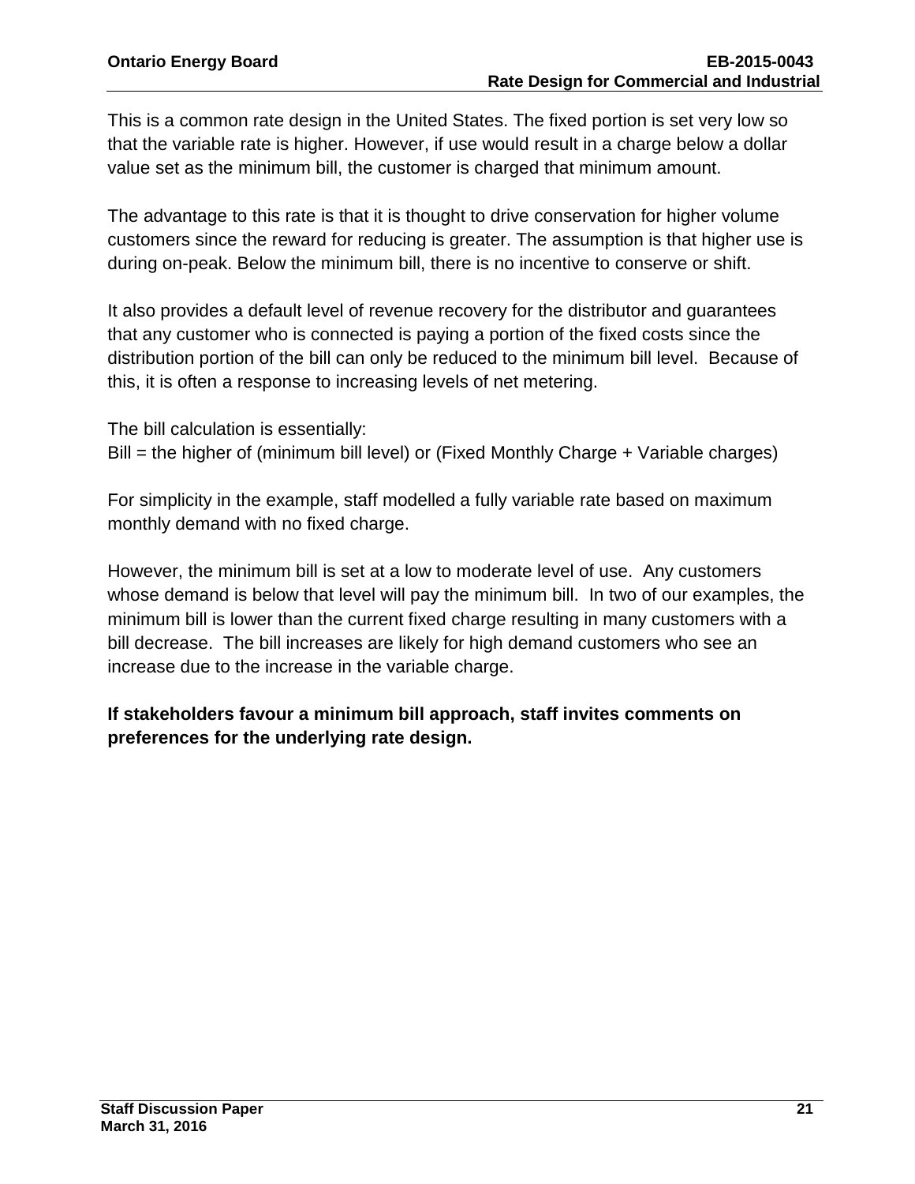This is a common rate design in the United States. The fixed portion is set very low so that the variable rate is higher. However, if use would result in a charge below a dollar value set as the minimum bill, the customer is charged that minimum amount.

The advantage to this rate is that it is thought to drive conservation for higher volume customers since the reward for reducing is greater. The assumption is that higher use is during on-peak. Below the minimum bill, there is no incentive to conserve or shift.

It also provides a default level of revenue recovery for the distributor and guarantees that any customer who is connected is paying a portion of the fixed costs since the distribution portion of the bill can only be reduced to the minimum bill level. Because of this, it is often a response to increasing levels of net metering.

The bill calculation is essentially:
Bill = the higher of (minimum bill level) or (Fixed Monthly Charge + Variable charges)

For simplicity in the example, staff modelled a fully variable rate based on maximum monthly demand with no fixed charge.

However, the minimum bill is set at a low to moderate level of use. Any customers whose demand is below that level will pay the minimum bill. In two of our examples, the minimum bill is lower than the current fixed charge resulting in many customers with a bill decrease. The bill increases are likely for high demand customers who see an increase due to the increase in the variable charge.

**If stakeholders favour a minimum bill approach, staff invites comments on preferences for the underlying rate design.**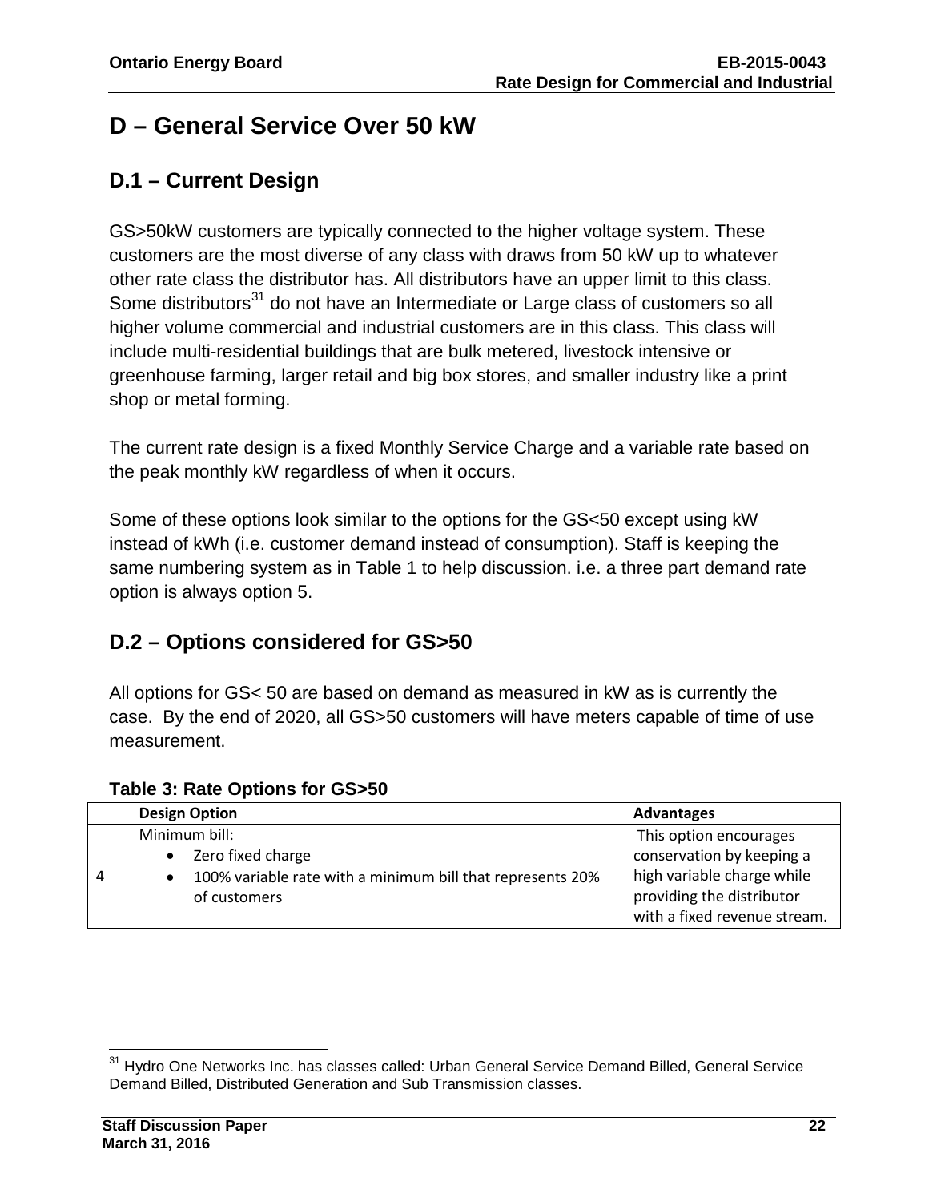# D – General Service Over 50 kW

## D.1 – Current Design

GS>50kW customers are typically connected to the higher voltage system. These customers are the most diverse of any class with draws from 50 kW up to whatever other rate class the distributor has. All distributors have an upper limit to this class. Some distributors[31] do not have an Intermediate or Large class of customers so all higher volume commercial and industrial customers are in this class. This class will include multi-residential buildings that are bulk metered, livestock intensive or greenhouse farming, larger retail and big box stores, and smaller industry like a print shop or metal forming.

The current rate design is a fixed Monthly Service Charge and a variable rate based on the peak monthly kW regardless of when it occurs.

Some of these options look similar to the options for the GS<50 except using kW instead of kWh (i.e. customer demand instead of consumption). Staff is keeping the same numbering system as in Table 1 to help discussion. i.e. a three part demand rate option is always option 5.

## D.2 – Options considered for GS>50

All options for GS< 50 are based on demand as measured in kW as is currently the case. By the end of 2020, all GS>50 customers will have meters capable of time of use measurement.

**Table 3: Rate Options for GS>50**

| | Design Option | Advantages |
|---|---|---|
| 4 | Minimum bill:<br>• Zero fixed charge<br>• 100% variable rate with a minimum bill that represents 20% of customers | This option encourages conservation by keeping a high variable charge while providing the distributor with a fixed revenue stream. |

[31] Hydro One Networks Inc. has classes called: Urban General Service Demand Billed, General Service Demand Billed, Distributed Generation and Sub Transmission classes.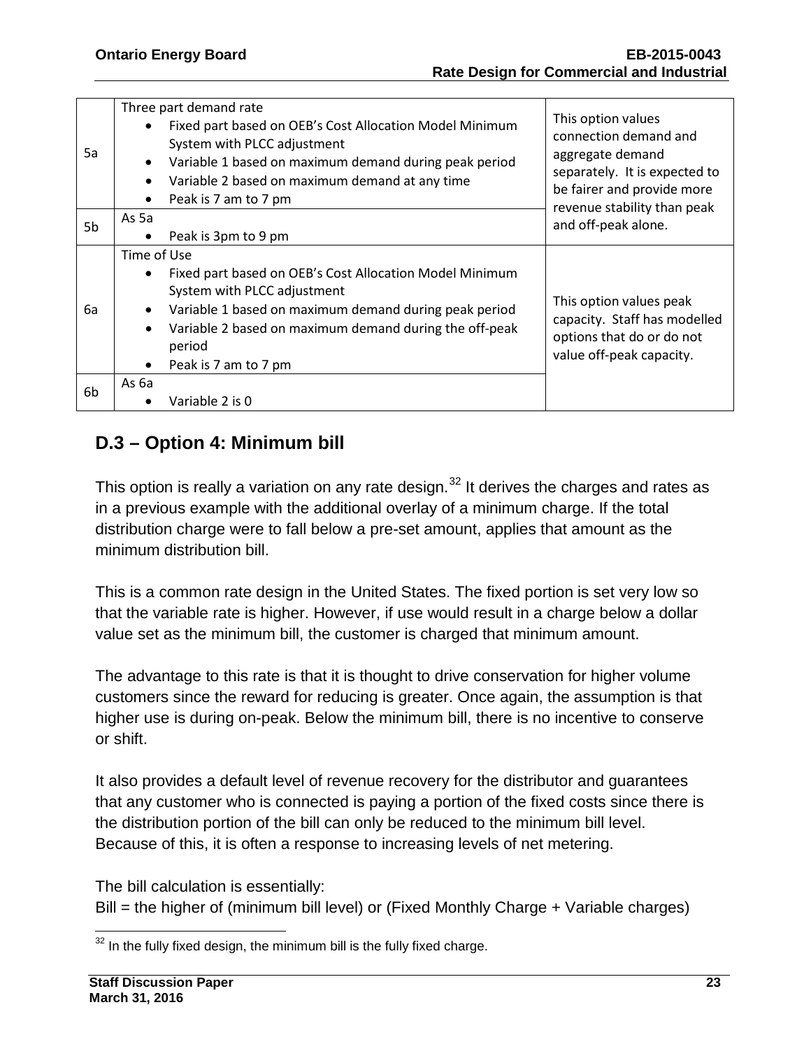| | | |
|---|---|---|
| 5a | Three part demand rate<br>• Fixed part based on OEB's Cost Allocation Model Minimum System with PLCC adjustment<br>• Variable 1 based on maximum demand during peak period<br>• Variable 2 based on maximum demand at any time<br>• Peak is 7 am to 7 pm | This option values connection demand and aggregate demand separately. It is expected to be fairer and provide more revenue stability than peak and off-peak alone. |
| 5b | As 5a<br>• Peak is 3pm to 9 pm | |
| 6a | Time of Use<br>• Fixed part based on OEB's Cost Allocation Model Minimum System with PLCC adjustment<br>• Variable 1 based on maximum demand during peak period<br>• Variable 2 based on maximum demand during the off-peak period<br>• Peak is 7 am to 7 pm | This option values peak capacity. Staff has modelled options that do or do not value off-peak capacity. |
| 6b | As 6a<br>• Variable 2 is 0 | |

## D.3 – Option 4: Minimum bill

This option is really a variation on any rate design.[32] It derives the charges and rates as in a previous example with the additional overlay of a minimum charge. If the total distribution charge were to fall below a pre-set amount, applies that amount as the minimum distribution bill.

This is a common rate design in the United States. The fixed portion is set very low so that the variable rate is higher. However, if use would result in a charge below a dollar value set as the minimum bill, the customer is charged that minimum amount.

The advantage to this rate is that it is thought to drive conservation for higher volume customers since the reward for reducing is greater. Once again, the assumption is that higher use is during on-peak. Below the minimum bill, there is no incentive to conserve or shift.

It also provides a default level of revenue recovery for the distributor and guarantees that any customer who is connected is paying a portion of the fixed costs since there is the distribution portion of the bill can only be reduced to the minimum bill level. Because of this, it is often a response to increasing levels of net metering.

The bill calculation is essentially:
Bill = the higher of (minimum bill level) or (Fixed Monthly Charge + Variable charges)

[32] In the fully fixed design, the minimum bill is the fully fixed charge.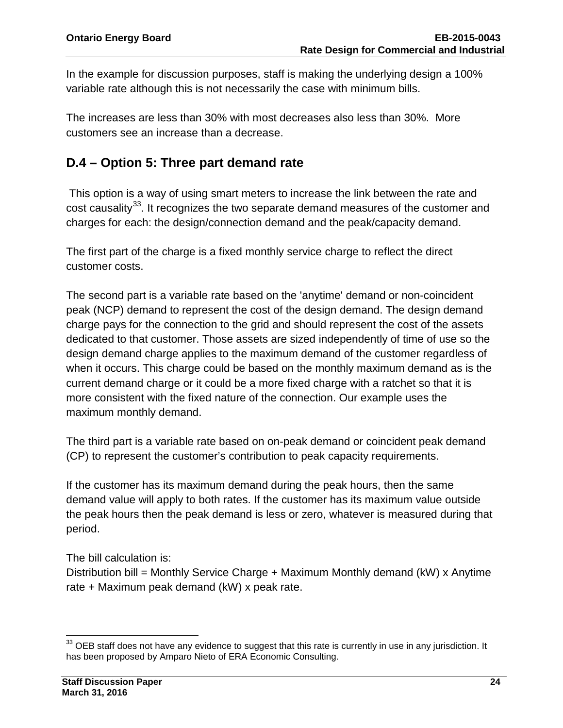In the example for discussion purposes, staff is making the underlying design a 100% variable rate although this is not necessarily the case with minimum bills.

The increases are less than 30% with most decreases also less than 30%. More customers see an increase than a decrease.

## D.4 – Option 5: Three part demand rate

This option is a way of using smart meters to increase the link between the rate and cost causality[33]. It recognizes the two separate demand measures of the customer and charges for each: the design/connection demand and the peak/capacity demand.

The first part of the charge is a fixed monthly service charge to reflect the direct customer costs.

The second part is a variable rate based on the 'anytime' demand or non-coincident peak (NCP) demand to represent the cost of the design demand. The design demand charge pays for the connection to the grid and should represent the cost of the assets dedicated to that customer. Those assets are sized independently of time of use so the design demand charge applies to the maximum demand of the customer regardless of when it occurs. This charge could be based on the monthly maximum demand as is the current demand charge or it could be a more fixed charge with a ratchet so that it is more consistent with the fixed nature of the connection. Our example uses the maximum monthly demand.

The third part is a variable rate based on on-peak demand or coincident peak demand (CP) to represent the customer's contribution to peak capacity requirements.

If the customer has its maximum demand during the peak hours, then the same demand value will apply to both rates. If the customer has its maximum value outside the peak hours then the peak demand is less or zero, whatever is measured during that period.

The bill calculation is:
Distribution bill = Monthly Service Charge + Maximum Monthly demand (kW) x Anytime rate + Maximum peak demand (kW) x peak rate.

---

[33] OEB staff does not have any evidence to suggest that this rate is currently in use in any jurisdiction. It has been proposed by Amparo Nieto of ERA Economic Consulting.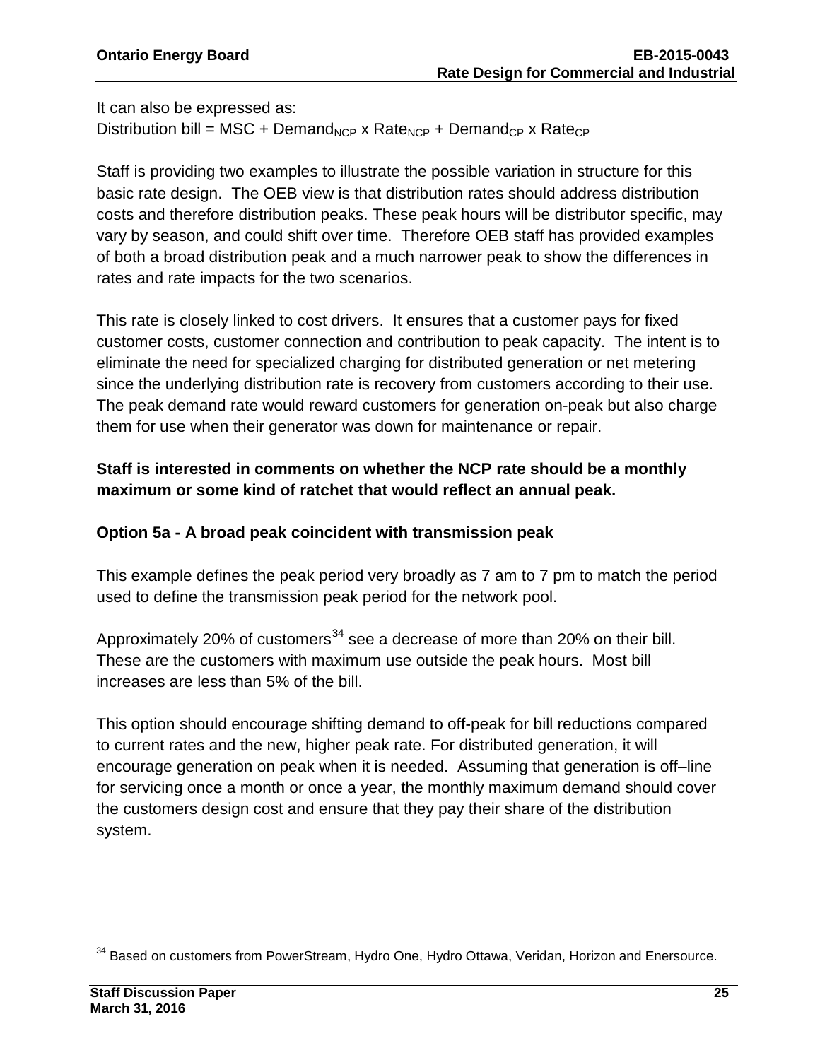It can also be expressed as:
Distribution bill = MSC + $Demand_{NCP}$ x $Rate_{NCP}$ + $Demand_{CP}$ x $Rate_{CP}$

Staff is providing two examples to illustrate the possible variation in structure for this basic rate design. The OEB view is that distribution rates should address distribution costs and therefore distribution peaks. These peak hours will be distributor specific, may vary by season, and could shift over time. Therefore OEB staff has provided examples of both a broad distribution peak and a much narrower peak to show the differences in rates and rate impacts for the two scenarios.

This rate is closely linked to cost drivers. It ensures that a customer pays for fixed customer costs, customer connection and contribution to peak capacity. The intent is to eliminate the need for specialized charging for distributed generation or net metering since the underlying distribution rate is recovery from customers according to their use. The peak demand rate would reward customers for generation on-peak but also charge them for use when their generator was down for maintenance or repair.

**Staff is interested in comments on whether the NCP rate should be a monthly maximum or some kind of ratchet that would reflect an annual peak.**

### Option 5a - A broad peak coincident with transmission peak

This example defines the peak period very broadly as 7 am to 7 pm to match the period used to define the transmission peak period for the network pool.

Approximately 20% of customers[34] see a decrease of more than 20% on their bill. These are the customers with maximum use outside the peak hours. Most bill increases are less than 5% of the bill.

This option should encourage shifting demand to off-peak for bill reductions compared to current rates and the new, higher peak rate. For distributed generation, it will encourage generation on peak when it is needed. Assuming that generation is off–line for servicing once a month or once a year, the monthly maximum demand should cover the customers design cost and ensure that they pay their share of the distribution system.

[34] Based on customers from PowerStream, Hydro One, Hydro Ottawa, Veridan, Horizon and Enersource.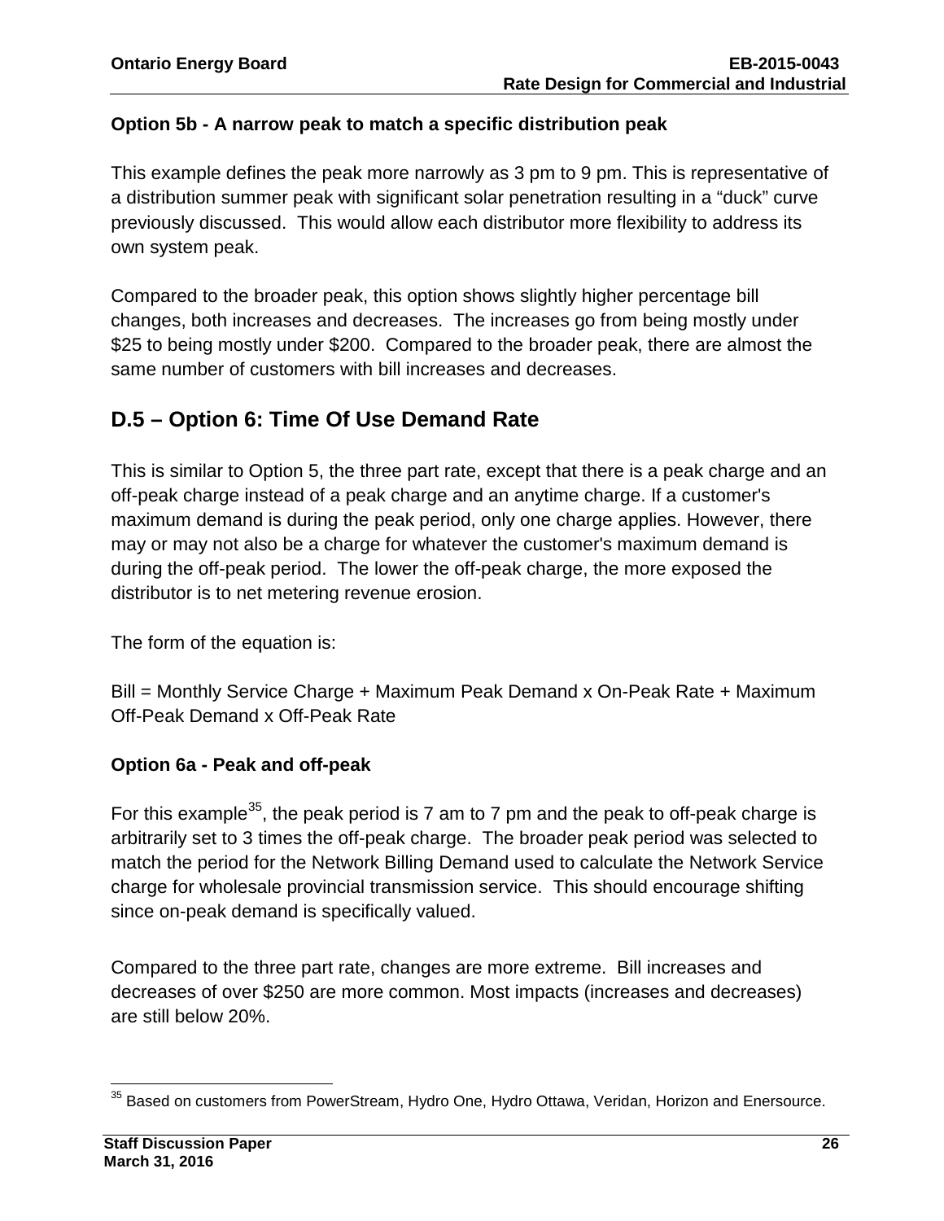**Option 5b - A narrow peak to match a specific distribution peak**

This example defines the peak more narrowly as 3 pm to 9 pm. This is representative of a distribution summer peak with significant solar penetration resulting in a “duck” curve previously discussed. This would allow each distributor more flexibility to address its own system peak.

Compared to the broader peak, this option shows slightly higher percentage bill changes, both increases and decreases. The increases go from being mostly under $25 to being mostly under $200. Compared to the broader peak, there are almost the same number of customers with bill increases and decreases.

## D.5 – Option 6: Time Of Use Demand Rate

This is similar to Option 5, the three part rate, except that there is a peak charge and an off-peak charge instead of a peak charge and an anytime charge. If a customer's maximum demand is during the peak period, only one charge applies. However, there may or may not also be a charge for whatever the customer's maximum demand is during the off-peak period. The lower the off-peak charge, the more exposed the distributor is to net metering revenue erosion.

The form of the equation is:

Bill = Monthly Service Charge + Maximum Peak Demand x On-Peak Rate + Maximum Off-Peak Demand x Off-Peak Rate

**Option 6a - Peak and off-peak**

For this example[35], the peak period is 7 am to 7 pm and the peak to off-peak charge is arbitrarily set to 3 times the off-peak charge. The broader peak period was selected to match the period for the Network Billing Demand used to calculate the Network Service charge for wholesale provincial transmission service. This should encourage shifting since on-peak demand is specifically valued.

Compared to the three part rate, changes are more extreme. Bill increases and decreases of over $250 are more common. Most impacts (increases and decreases) are still below 20%.

[35] Based on customers from PowerStream, Hydro One, Hydro Ottawa, Veridan, Horizon and Enersource.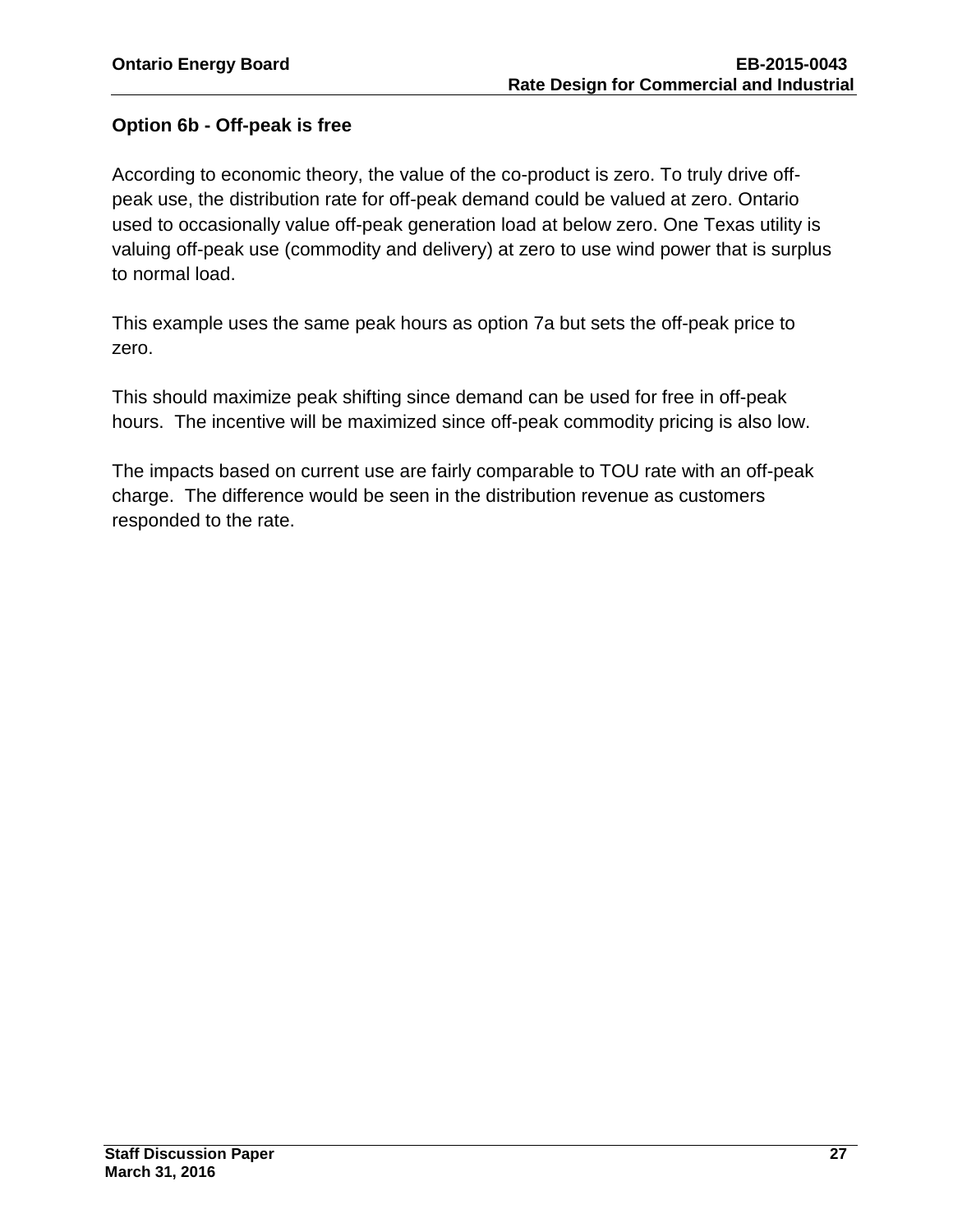### Option 6b - Off-peak is free

According to economic theory, the value of the co-product is zero. To truly drive off-peak use, the distribution rate for off-peak demand could be valued at zero. Ontario used to occasionally value off-peak generation load at below zero. One Texas utility is valuing off-peak use (commodity and delivery) at zero to use wind power that is surplus to normal load.

This example uses the same peak hours as option 7a but sets the off-peak price to zero.

This should maximize peak shifting since demand can be used for free in off-peak hours. The incentive will be maximized since off-peak commodity pricing is also low.

The impacts based on current use are fairly comparable to TOU rate with an off-peak charge. The difference would be seen in the distribution revenue as customers responded to the rate.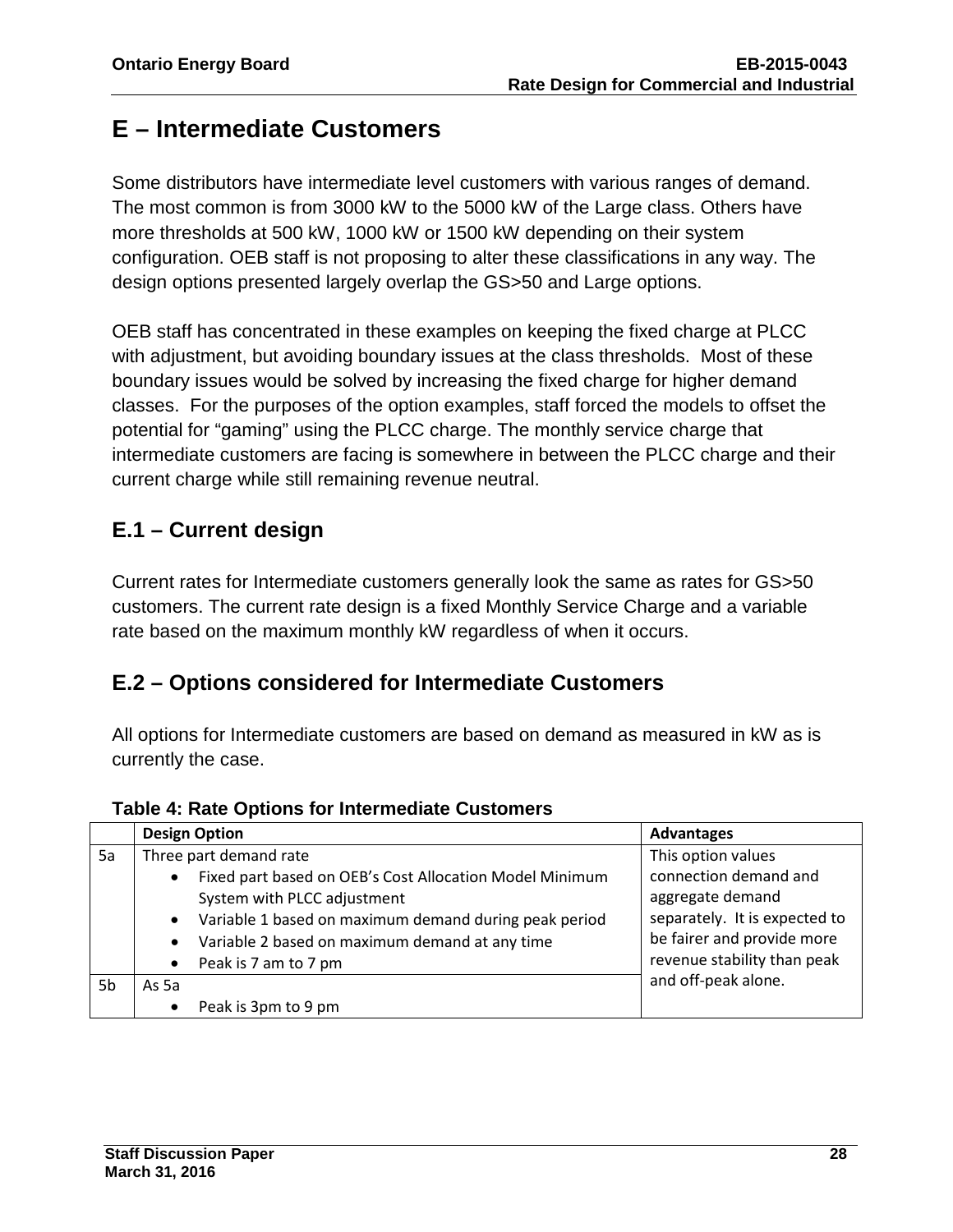# E – Intermediate Customers

Some distributors have intermediate level customers with various ranges of demand. The most common is from 3000 kW to the 5000 kW of the Large class. Others have more thresholds at 500 kW, 1000 kW or 1500 kW depending on their system configuration. OEB staff is not proposing to alter these classifications in any way. The design options presented largely overlap the GS>50 and Large options.

OEB staff has concentrated in these examples on keeping the fixed charge at PLCC with adjustment, but avoiding boundary issues at the class thresholds. Most of these boundary issues would be solved by increasing the fixed charge for higher demand classes. For the purposes of the option examples, staff forced the models to offset the potential for "gaming" using the PLCC charge. The monthly service charge that intermediate customers are facing is somewhere in between the PLCC charge and their current charge while still remaining revenue neutral.

## E.1 – Current design

Current rates for Intermediate customers generally look the same as rates for GS>50 customers. The current rate design is a fixed Monthly Service Charge and a variable rate based on the maximum monthly kW regardless of when it occurs.

## E.2 – Options considered for Intermediate Customers

All options for Intermediate customers are based on demand as measured in kW as is currently the case.

**Table 4: Rate Options for Intermediate Customers**

| | Design Option | Advantages |
|---|---|---|
| 5a | Three part demand rate<br>• Fixed part based on OEB's Cost Allocation Model Minimum System with PLCC adjustment<br>• Variable 1 based on maximum demand during peak period<br>• Variable 2 based on maximum demand at any time<br>• Peak is 7 am to 7 pm | This option values connection demand and aggregate demand separately. It is expected to be fairer and provide more revenue stability than peak and off-peak alone. |
| 5b | As 5a<br>• Peak is 3pm to 9 pm | |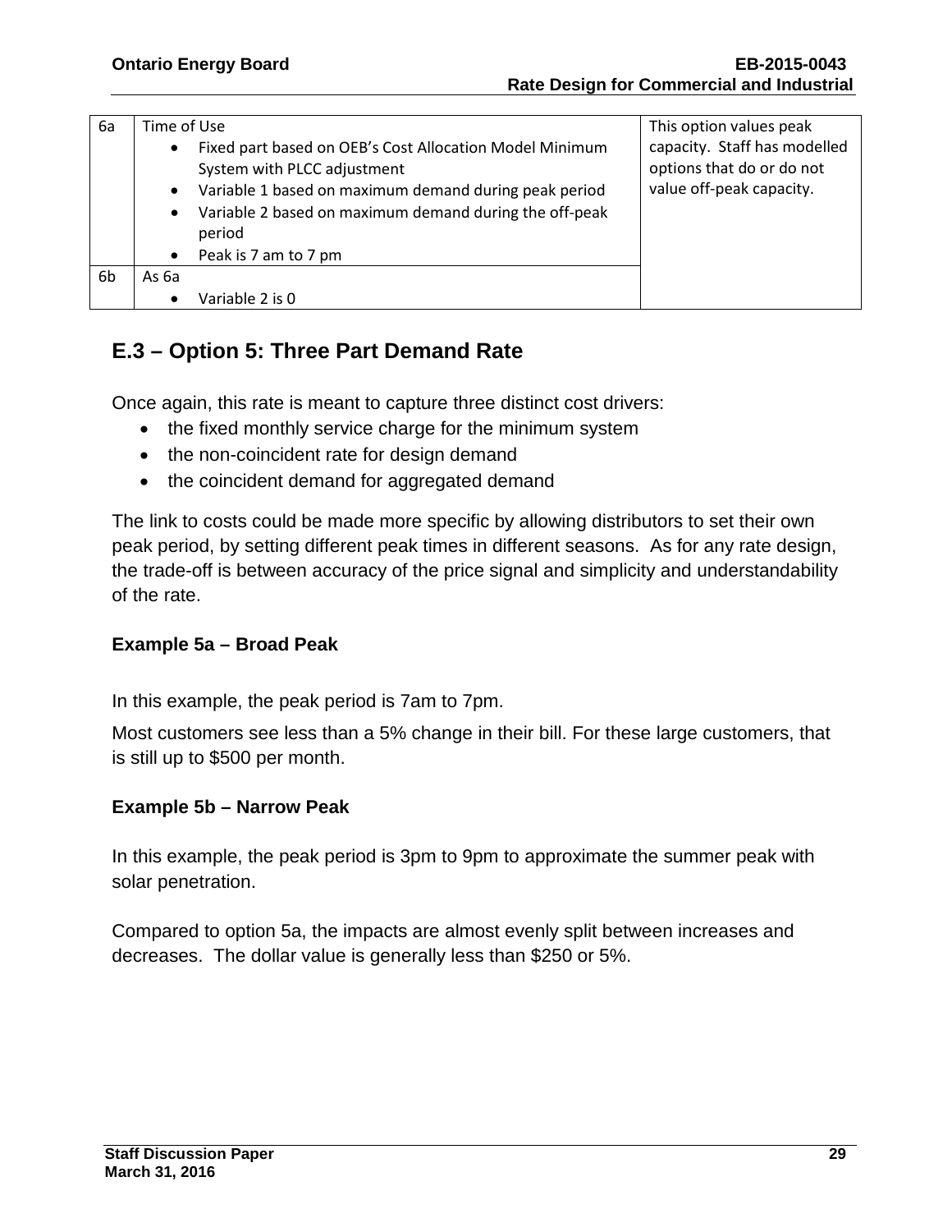| | | |
|---|---|---|
| 6a | Time of Use<br>• Fixed part based on OEB's Cost Allocation Model Minimum System with PLCC adjustment<br>• Variable 1 based on maximum demand during peak period<br>• Variable 2 based on maximum demand during the off-peak period<br>• Peak is 7 am to 7 pm | This option values peak capacity. Staff has modelled options that do or do not value off-peak capacity. |
| 6b | As 6a<br>• Variable 2 is 0 | |

## E.3 – Option 5: Three Part Demand Rate

Once again, this rate is meant to capture three distinct cost drivers:

- the fixed monthly service charge for the minimum system
- the non-coincident rate for design demand
- the coincident demand for aggregated demand

The link to costs could be made more specific by allowing distributors to set their own peak period, by setting different peak times in different seasons. As for any rate design, the trade-off is between accuracy of the price signal and simplicity and understandability of the rate.

### Example 5a – Broad Peak

In this example, the peak period is 7am to 7pm.

Most customers see less than a 5% change in their bill. For these large customers, that is still up to $500 per month.

### Example 5b – Narrow Peak

In this example, the peak period is 3pm to 9pm to approximate the summer peak with solar penetration.

Compared to option 5a, the impacts are almost evenly split between increases and decreases. The dollar value is generally less than $250 or 5%.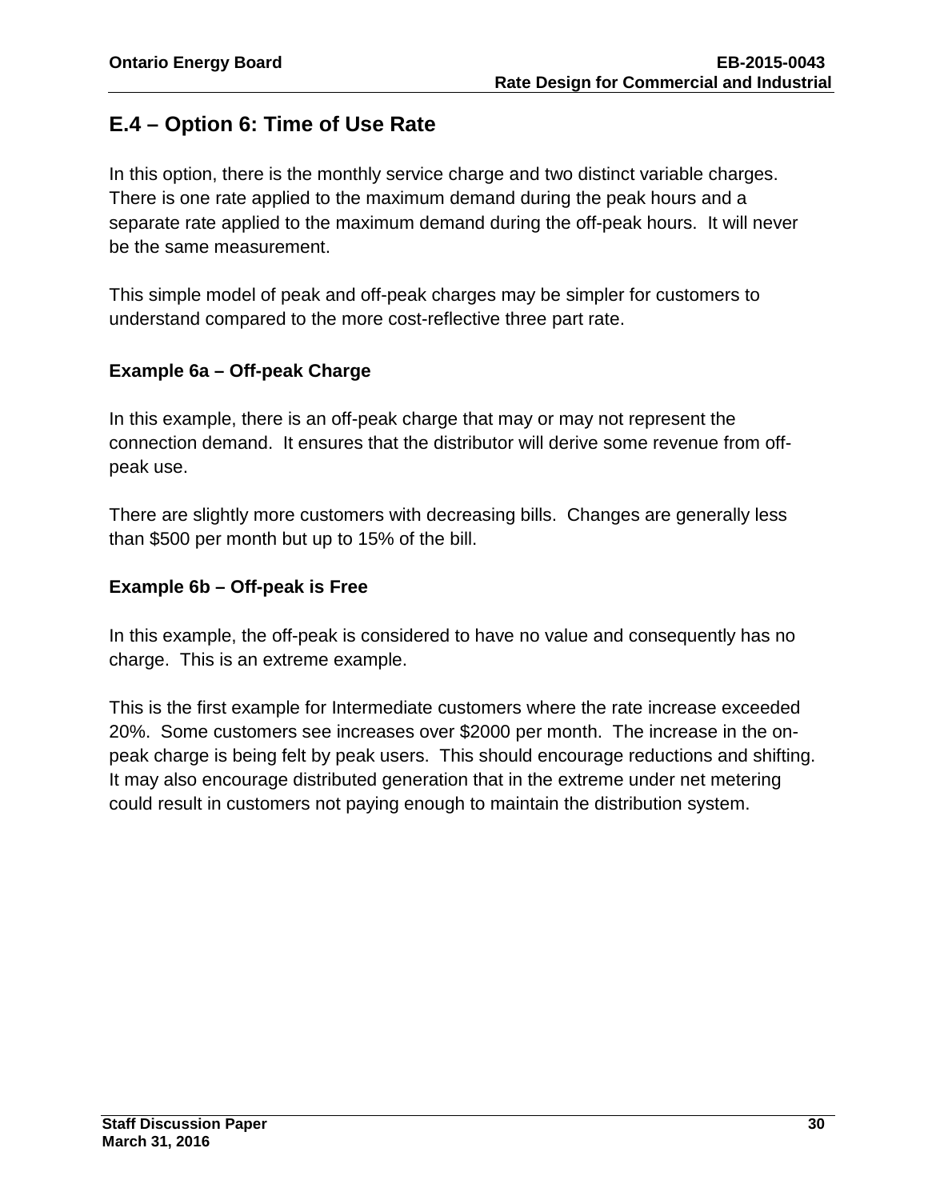## E.4 – Option 6: Time of Use Rate

In this option, there is the monthly service charge and two distinct variable charges. There is one rate applied to the maximum demand during the peak hours and a separate rate applied to the maximum demand during the off-peak hours. It will never be the same measurement.

This simple model of peak and off-peak charges may be simpler for customers to understand compared to the more cost-reflective three part rate.

### Example 6a – Off-peak Charge

In this example, there is an off-peak charge that may or may not represent the connection demand. It ensures that the distributor will derive some revenue from off-peak use.

There are slightly more customers with decreasing bills. Changes are generally less than $500 per month but up to 15% of the bill.

### Example 6b – Off-peak is Free

In this example, the off-peak is considered to have no value and consequently has no charge. This is an extreme example.

This is the first example for Intermediate customers where the rate increase exceeded 20%. Some customers see increases over $2000 per month. The increase in the on-peak charge is being felt by peak users. This should encourage reductions and shifting. It may also encourage distributed generation that in the extreme under net metering could result in customers not paying enough to maintain the distribution system.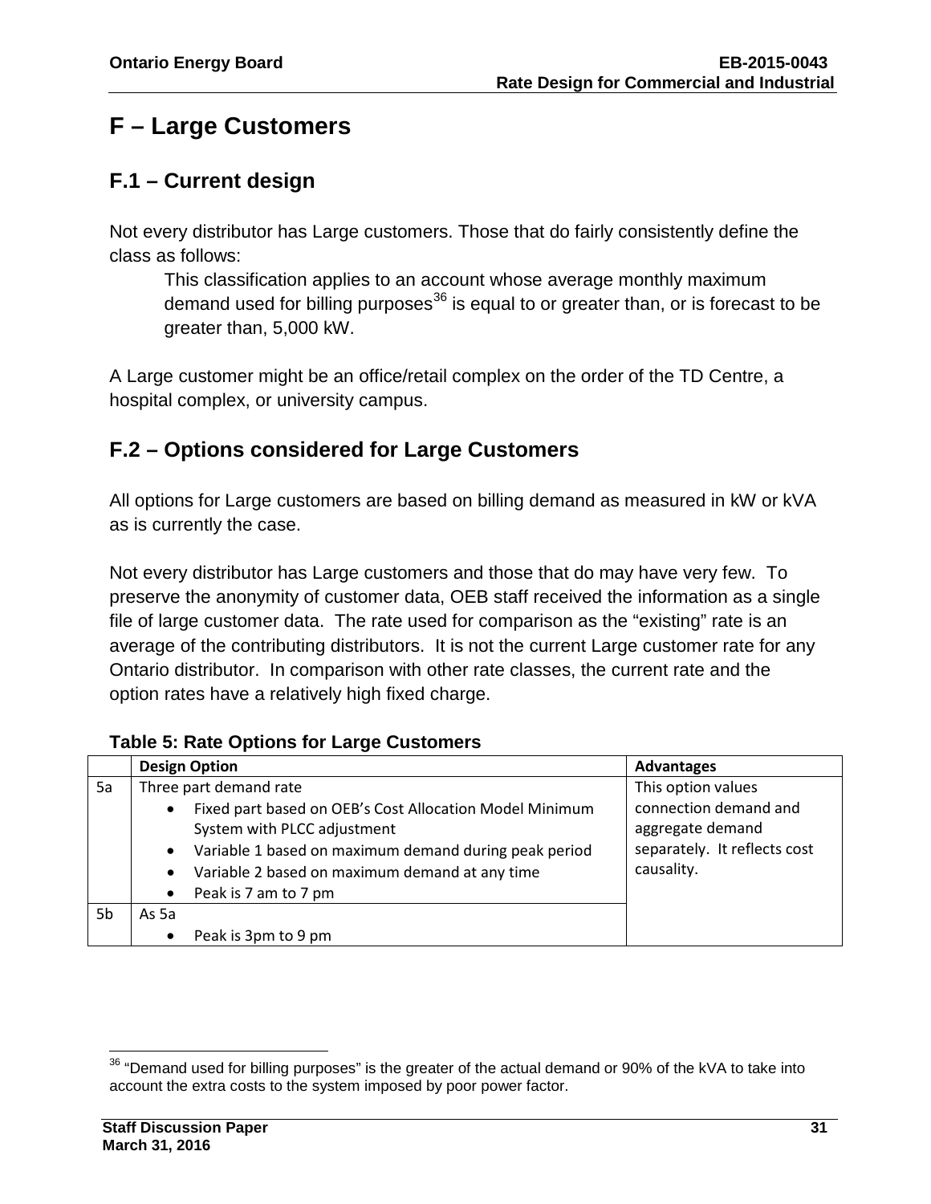# F – Large Customers

## F.1 – Current design

Not every distributor has Large customers. Those that do fairly consistently define the class as follows:

> This classification applies to an account whose average monthly maximum demand used for billing purposes[36] is equal to or greater than, or is forecast to be greater than, 5,000 kW.

A Large customer might be an office/retail complex on the order of the TD Centre, a hospital complex, or university campus.

## F.2 – Options considered for Large Customers

All options for Large customers are based on billing demand as measured in kW or kVA as is currently the case.

Not every distributor has Large customers and those that do may have very few. To preserve the anonymity of customer data, OEB staff received the information as a single file of large customer data. The rate used for comparison as the "existing" rate is an average of the contributing distributors. It is not the current Large customer rate for any Ontario distributor. In comparison with other rate classes, the current rate and the option rates have a relatively high fixed charge.

**Table 5: Rate Options for Large Customers**

| | Design Option | Advantages |
|---|---|---|
| 5a | Three part demand rate<br>• Fixed part based on OEB's Cost Allocation Model Minimum System with PLCC adjustment<br>• Variable 1 based on maximum demand during peak period<br>• Variable 2 based on maximum demand at any time<br>• Peak is 7 am to 7 pm | This option values connection demand and aggregate demand separately. It reflects cost causality. |
| 5b | As 5a<br>• Peak is 3pm to 9 pm | |

[36] "Demand used for billing purposes" is the greater of the actual demand or 90% of the kVA to take into account the extra costs to the system imposed by poor power factor.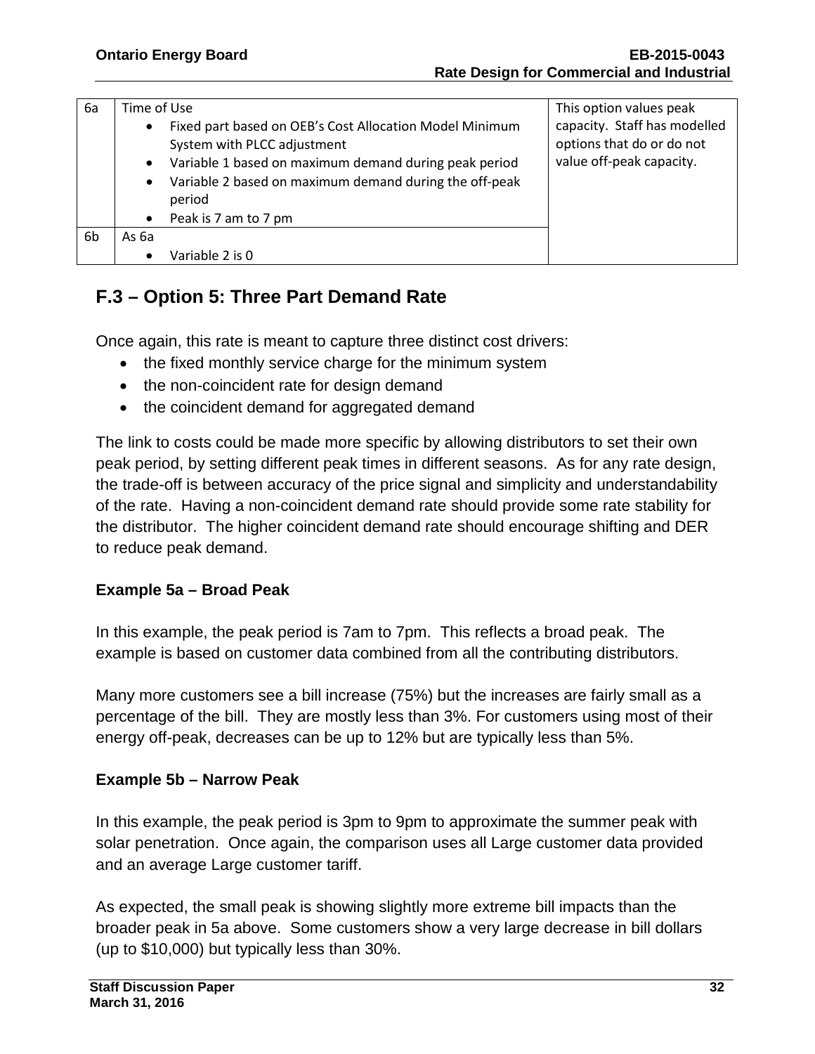| 6a | Time of Use<br>• Fixed part based on OEB's Cost Allocation Model Minimum System with PLCC adjustment<br>• Variable 1 based on maximum demand during peak period<br>• Variable 2 based on maximum demand during the off-peak period<br>• Peak is 7 am to 7 pm | This option values peak capacity. Staff has modelled options that do or do not value off-peak capacity. |
|---|---|---|
| 6b | As 6a<br>• Variable 2 is 0 | |

## F.3 – Option 5: Three Part Demand Rate

Once again, this rate is meant to capture three distinct cost drivers:

- the fixed monthly service charge for the minimum system
- the non-coincident rate for design demand
- the coincident demand for aggregated demand

The link to costs could be made more specific by allowing distributors to set their own peak period, by setting different peak times in different seasons. As for any rate design, the trade-off is between accuracy of the price signal and simplicity and understandability of the rate. Having a non-coincident demand rate should provide some rate stability for the distributor. The higher coincident demand rate should encourage shifting and DER to reduce peak demand.

### Example 5a – Broad Peak

In this example, the peak period is 7am to 7pm. This reflects a broad peak. The example is based on customer data combined from all the contributing distributors.

Many more customers see a bill increase (75%) but the increases are fairly small as a percentage of the bill. They are mostly less than 3%. For customers using most of their energy off-peak, decreases can be up to 12% but are typically less than 5%.

### Example 5b – Narrow Peak

In this example, the peak period is 3pm to 9pm to approximate the summer peak with solar penetration. Once again, the comparison uses all Large customer data provided and an average Large customer tariff.

As expected, the small peak is showing slightly more extreme bill impacts than the broader peak in 5a above. Some customers show a very large decrease in bill dollars (up to $10,000) but typically less than 30%.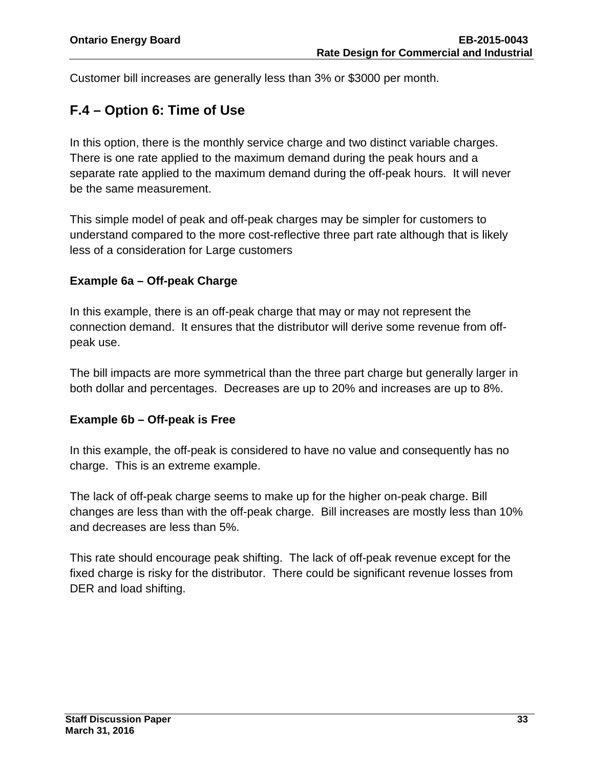Customer bill increases are generally less than 3% or $3000 per month.

## F.4 – Option 6: Time of Use

In this option, there is the monthly service charge and two distinct variable charges. There is one rate applied to the maximum demand during the peak hours and a separate rate applied to the maximum demand during the off-peak hours. It will never be the same measurement.

This simple model of peak and off-peak charges may be simpler for customers to understand compared to the more cost-reflective three part rate although that is likely less of a consideration for Large customers

### Example 6a – Off-peak Charge

In this example, there is an off-peak charge that may or may not represent the connection demand. It ensures that the distributor will derive some revenue from off-peak use.

The bill impacts are more symmetrical than the three part charge but generally larger in both dollar and percentages. Decreases are up to 20% and increases are up to 8%.

### Example 6b – Off-peak is Free

In this example, the off-peak is considered to have no value and consequently has no charge. This is an extreme example.

The lack of off-peak charge seems to make up for the higher on-peak charge. Bill changes are less than with the off-peak charge. Bill increases are mostly less than 10% and decreases are less than 5%.

This rate should encourage peak shifting. The lack of off-peak revenue except for the fixed charge is risky for the distributor. There could be significant revenue losses from DER and load shifting.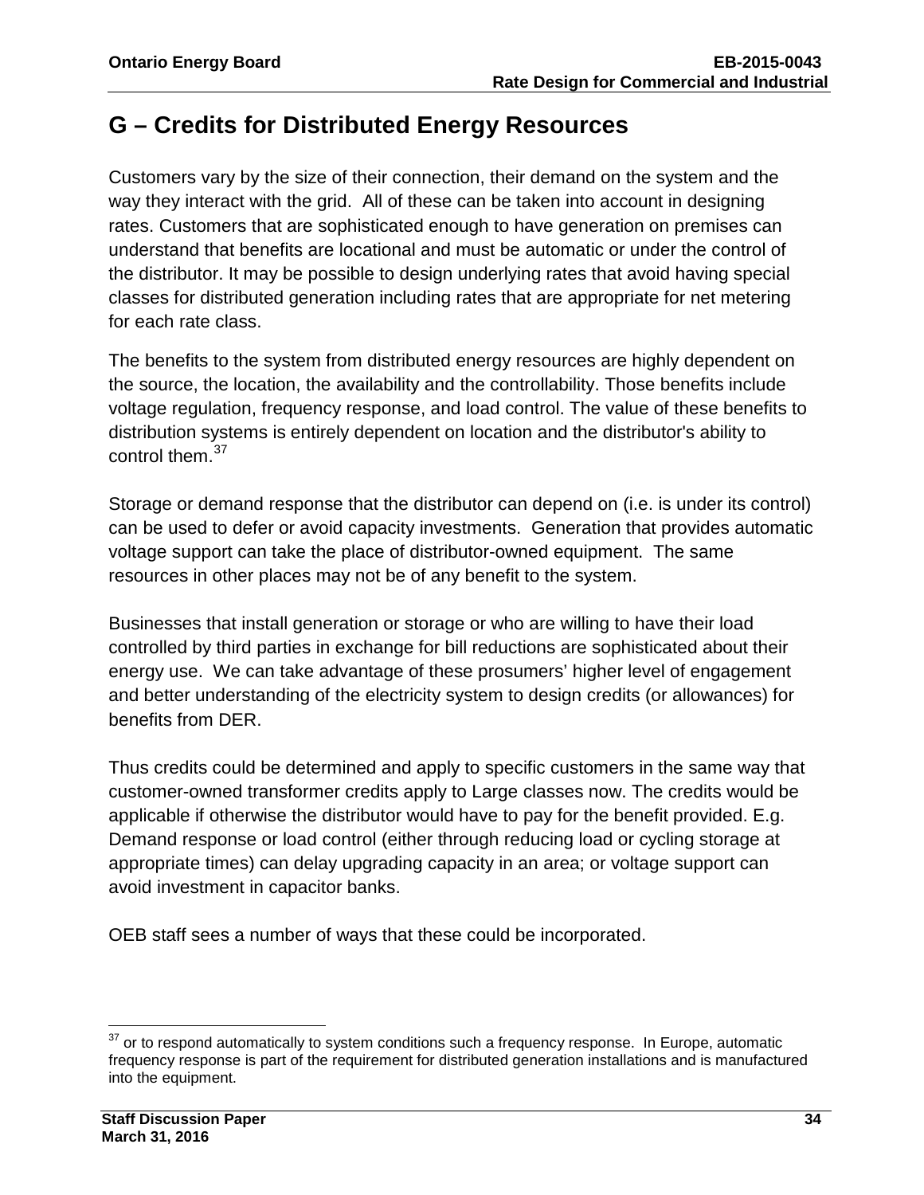## G – Credits for Distributed Energy Resources

Customers vary by the size of their connection, their demand on the system and the way they interact with the grid. All of these can be taken into account in designing rates. Customers that are sophisticated enough to have generation on premises can understand that benefits are locational and must be automatic or under the control of the distributor. It may be possible to design underlying rates that avoid having special classes for distributed generation including rates that are appropriate for net metering for each rate class.

The benefits to the system from distributed energy resources are highly dependent on the source, the location, the availability and the controllability. Those benefits include voltage regulation, frequency response, and load control. The value of these benefits to distribution systems is entirely dependent on location and the distributor's ability to control them.[37]

Storage or demand response that the distributor can depend on (i.e. is under its control) can be used to defer or avoid capacity investments. Generation that provides automatic voltage support can take the place of distributor-owned equipment. The same resources in other places may not be of any benefit to the system.

Businesses that install generation or storage or who are willing to have their load controlled by third parties in exchange for bill reductions are sophisticated about their energy use. We can take advantage of these prosumers' higher level of engagement and better understanding of the electricity system to design credits (or allowances) for benefits from DER.

Thus credits could be determined and apply to specific customers in the same way that customer-owned transformer credits apply to Large classes now. The credits would be applicable if otherwise the distributor would have to pay for the benefit provided. E.g. Demand response or load control (either through reducing load or cycling storage at appropriate times) can delay upgrading capacity in an area; or voltage support can avoid investment in capacitor banks.

OEB staff sees a number of ways that these could be incorporated.

---

[37] or to respond automatically to system conditions such a frequency response. In Europe, automatic frequency response is part of the requirement for distributed generation installations and is manufactured into the equipment.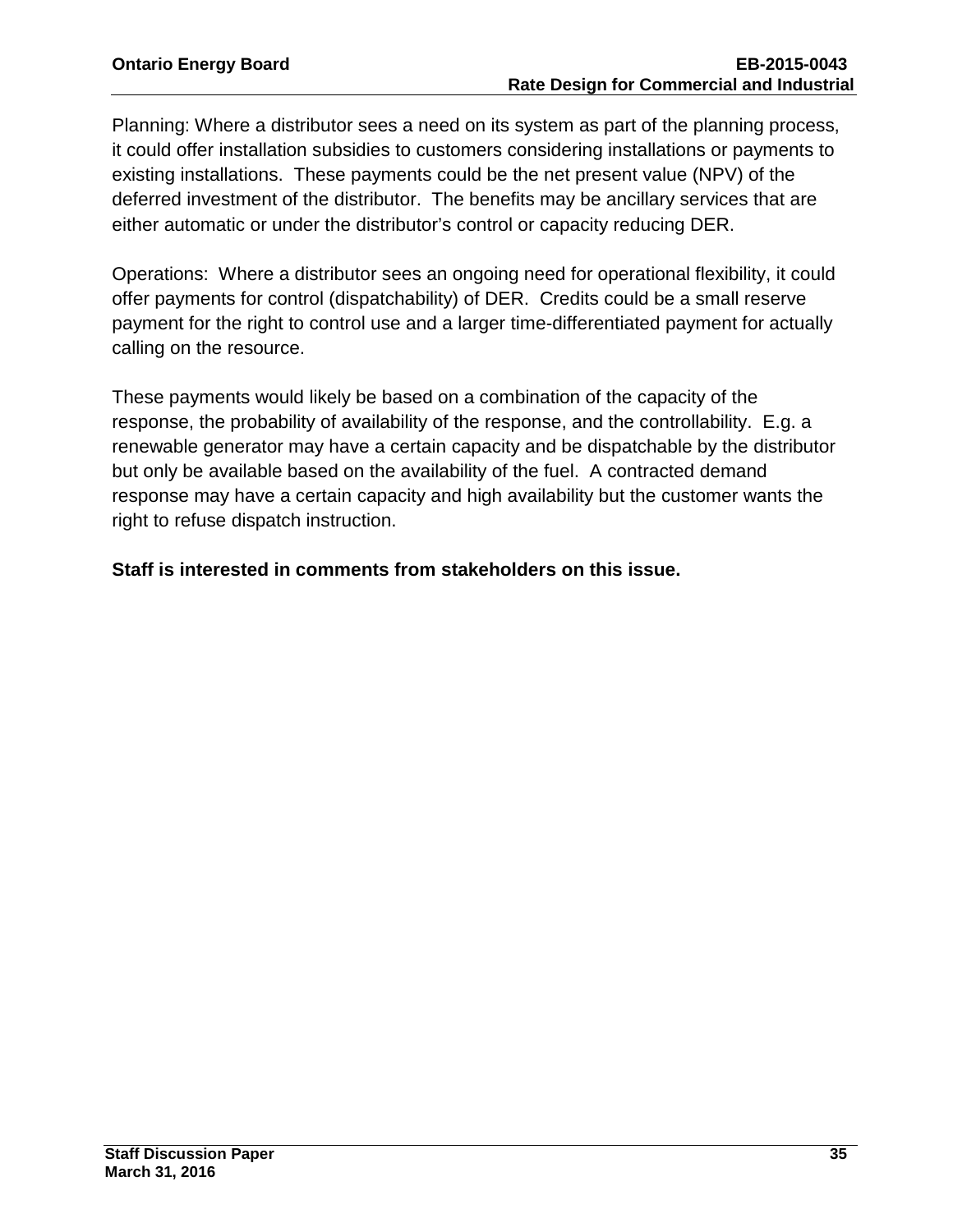Planning: Where a distributor sees a need on its system as part of the planning process, it could offer installation subsidies to customers considering installations or payments to existing installations. These payments could be the net present value (NPV) of the deferred investment of the distributor. The benefits may be ancillary services that are either automatic or under the distributor's control or capacity reducing DER.

Operations: Where a distributor sees an ongoing need for operational flexibility, it could offer payments for control (dispatchability) of DER. Credits could be a small reserve payment for the right to control use and a larger time-differentiated payment for actually calling on the resource.

These payments would likely be based on a combination of the capacity of the response, the probability of availability of the response, and the controllability. E.g. a renewable generator may have a certain capacity and be dispatchable by the distributor but only be available based on the availability of the fuel. A contracted demand response may have a certain capacity and high availability but the customer wants the right to refuse dispatch instruction.

**Staff is interested in comments from stakeholders on this issue.**